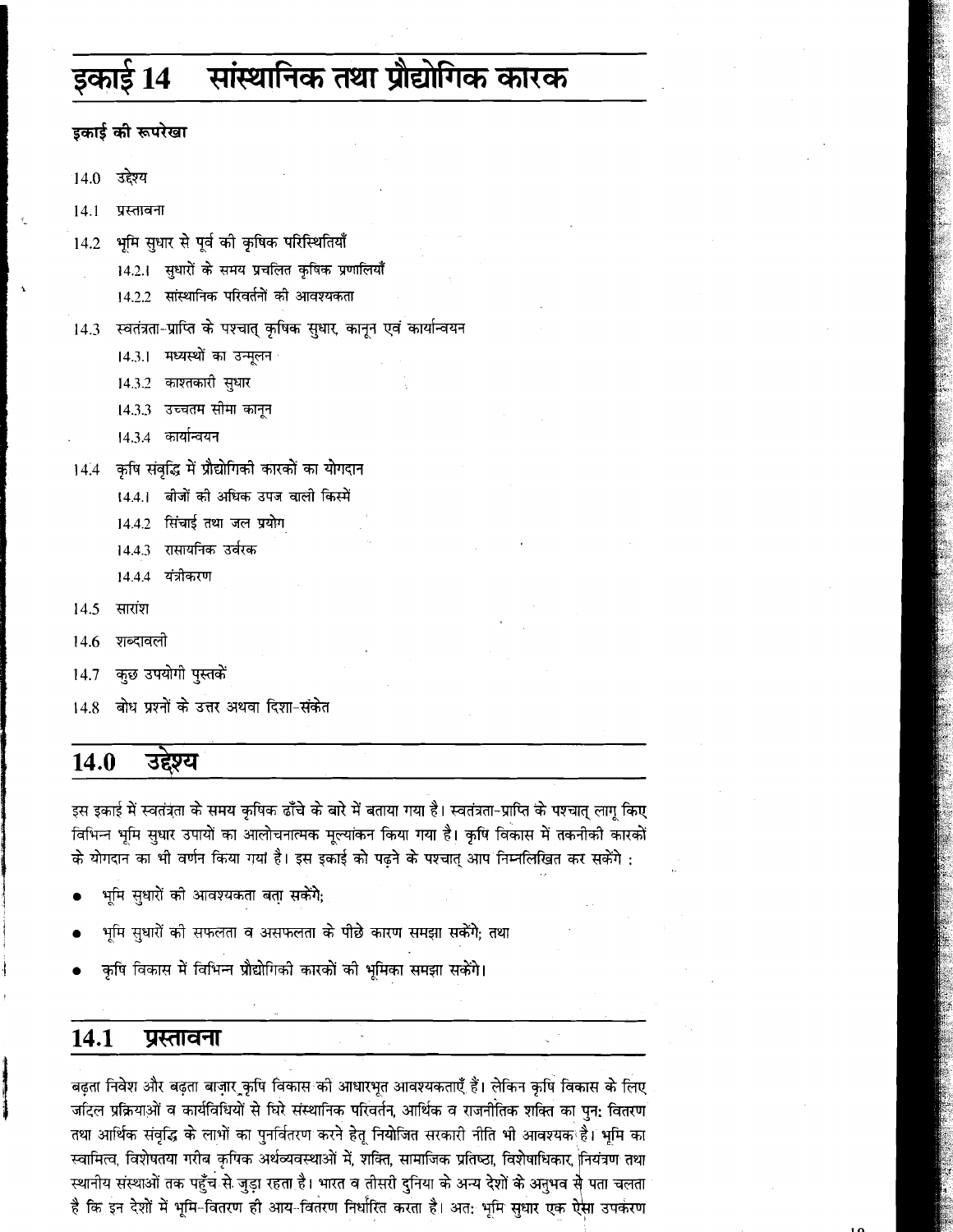# इकाई 14 सांस्थानिक तथा प्रौद्योगिक कारक

**इकाई की रूपरेखा**

- 14.0 उद्देश्य
- 14.1 प्रस्तावना
- 14.2 भूमि सुधार से पूर्व की कृषिक परिस्थितियाँ
  - 14.2.1 सुधारों के समय प्रचलित कृषिक प्रणालियाँ
  - 14.2.2 सांस्थानिक परिवर्तनों की आवश्यकता
- 14.3 स्वतंत्रता-प्राप्ति के पश्चात् कृषिक सुधार, कानून एवं कार्यान्वयन
  - 14.3.1 मध्यस्थों का उन्मूलन
  - 14.3.2 काश्तकारी सुधार
  - 14.3.3 उच्चतम सीमा कानून
  - 14.3.4 कार्यान्वयन
- 14.4 कृषि संवृद्धि में प्रौद्योगिकी कारकों का योगदान
  - 14.4.1 बीजों की अधिक उपज वाली किस्में
  - 14.4.2 सिंचाई तथा जल प्रयोग
  - 14.4.3 रासायनिक उर्वरक
  - 14.4.4 यंत्रीकरण
- 14.5 सारांश
- 14.6 शब्दावली
- 14.7 कुछ उपयोगी पुस्तकें
- 14.8 बोध प्रश्नों के उत्तर अथवा दिशा-संकेत

## 14.0 उद्देश्य

इस इकाई में स्वतंत्रता के समय कृषिक ढाँचे के बारे में बताया गया है। स्वतंत्रता-प्राप्ति के पश्चात् लागू किए विभिन्न भूमि सुधार उपायों का आलोचनात्मक मूल्यांकन किया गया है। कृषि विकास में तकनीकी कारकों के योगदान का भी वर्णन किया गया है। इस इकाई को पढ़ने के पश्चात् आप निम्नलिखित कर सकेंगे :

- भूमि सुधारों की आवश्यकता बता सकेंगे;
- भूमि सुधारों की सफलता व असफलता के पीछे कारण समझा सकेंगे; तथा
- कृषि विकास में विभिन्न प्रौद्योगिकी कारकों की भूमिका समझा सकेंगे।

## 14.1 प्रस्तावना

बढ़ता निवेश और बढ़ता बाज़ार कृषि विकास की आधारभूत आवश्यकताएँ हैं। लेकिन कृषि विकास के लिए जटिल प्रक्रियाओं व कार्यविधियों से घिरे संस्थानिक परिवर्तन, आर्थिक व राजनीतिक शक्ति का पुनः वितरण तथा आर्थिक संवृद्धि के लाभों का पुनर्वितरण करने हेतु नियोजित सरकारी नीति भी आवश्यक है। भूमि का स्वामित्व, विशेषतया गरीब कृषिक अर्थव्यवस्थाओं में, शक्ति, सामाजिक प्रतिष्ठा, विशेषाधिकार, नियंत्रण तथा स्थानीय संस्थाओं तक पहुँच से जुड़ा रहता है। भारत व तीसरी दुनिया के अन्य देशों के अनुभव से पता चलता है कि इन देशों में भूमि-वितरण ही आय-वितरण निर्धारित करता है। अतः भूमि सुधार एक ऐसा उपकरण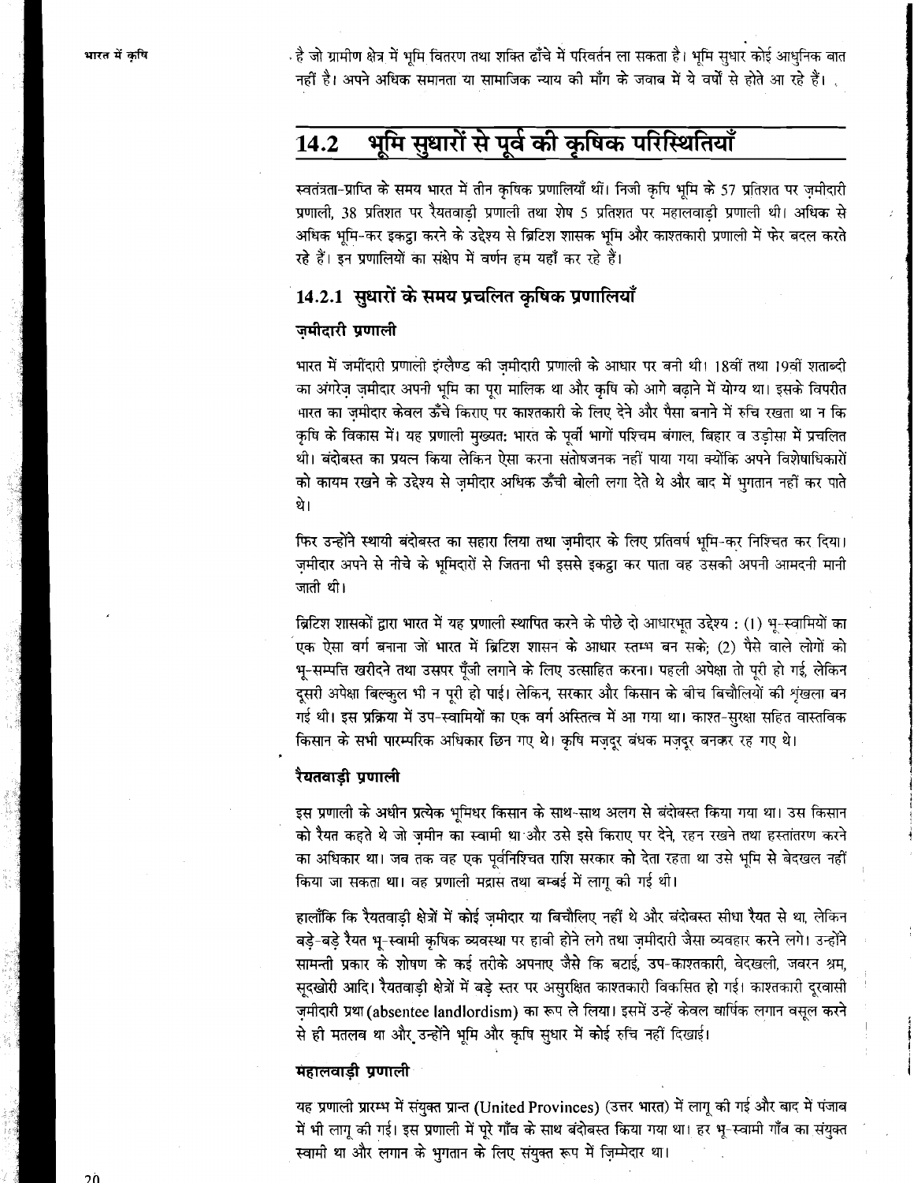है जो ग्रामीण क्षेत्र में भूमि वितरण तथा शक्ति ढाँचे में परिवर्तन ला सकता है। भूमि सुधार कोई आधुनिक बात नहीं है। अपने अधिक समानता या सामाजिक न्याय की माँग के जवाब में ये वर्षों से होते आ रहे हैं।

## 14.2 भूमि सुधारों से पूर्व की कृषिक परिस्थितियाँ

स्वतंत्रता-प्राप्ति के समय भारत में तीन कृषिक प्रणालियाँ थीं। निजी कृषि भूमि के 57 प्रतिशत पर ज़मीदारी प्रणाली, 38 प्रतिशत पर रैयतवाड़ी प्रणाली तथा शेष 5 प्रतिशत पर महालवाड़ी प्रणाली थी। अधिक से अधिक भूमि-कर इकट्ठा करने के उद्देश्य से ब्रिटिश शासक भूमि और काश्तकारी प्रणाली में फेर बदल करते रहे हैं। इन प्रणालियों का संक्षेप में वर्णन हम यहाँ कर रहे हैं।

### 14.2.1 सुधारों के समय प्रचलित कृषिक प्रणालियाँ

#### ज़मीदारी प्रणाली

भारत में जमींदारी प्रणाली इंग्लैण्ड की ज़मीदारी प्रणाली के आधार पर बनी थी। 18वीं तथा 19वीं शताब्दी का अंगरेज़ ज़मीदार अपनी भूमि का पूरा मालिक था और कृषि को आगे बढ़ाने में योग्य था। इसके विपरीत भारत का ज़मीदार केवल ऊँचे किराए पर काश्तकारी के लिए देने और पैसा बनाने में रुचि रखता था न कि कृषि के विकास में। यह प्रणाली मुख्यत: भारत के पूर्वी भागों पश्चिम बंगाल, बिहार व उड़ीसा में प्रचलित थी। बंदोबस्त का प्रयत्न किया लेकिन ऐसा करना संतोषजनक नहीं पाया गया क्योंकि अपने विशेषाधिकारों को कायम रखने के उद्देश्य से ज़मीदार अधिक ऊँची बोली लगा देते थे और बाद में भुगतान नहीं कर पाते थे।

फिर उन्होंने स्थायी बंदोबस्त का सहारा लिया तथा ज़मीदार के लिए प्रतिवर्ष भूमि-कर निश्चित कर दिया। ज़मीदार अपने से नीचे के भूमिदारों से जितना भी इससे इकट्ठा कर पाता वह उसकी अपनी आमदनी मानी जाती थी।

ब्रिटिश शासकों द्वारा भारत में यह प्रणाली स्थापित करने के पीछे दो आधारभूत उद्देश्य : (1) भू-स्वामियों का एक ऐसा वर्ग बनाना जो भारत में ब्रिटिश शासन के आधार स्तम्भ बन सके; (2) पैसे वाले लोगों को भू-सम्पत्ति खरीदने तथा उसपर पूँजी लगाने के लिए उत्साहित करना। पहली अपेक्षा तो पूरी हो गई, लेकिन दूसरी अपेक्षा बिल्कुल भी न पूरी हो पाई। लेकिन, सरकार और किसान के बीच बिचौलियों की शृंखला बन गई थी। इस प्रक्रिया में उप-स्वामियों का एक वर्ग अस्तित्व में आ गया था। काश्त-सुरक्षा सहित वास्तविक किसान के सभी पारम्परिक अधिकार छिन गए थे। कृषि मज़दूर बंधक मज़दूर बनकर रह गए थे।

#### रैयतवाड़ी प्रणाली

इस प्रणाली के अधीन प्रत्येक भूमिधर किसान के साथ-साथ अलग से बंदोबस्त किया गया था। उस किसान को रैयत कहते थे जो ज़मीन का स्वामी था और उसे इसे किराए पर देने, रहन रखने तथा हस्तांतरण करने का अधिकार था। जब तक वह एक पूर्वनिश्चित राशि सरकार को देता रहता था उसे भूमि से बेदखल नहीं किया जा सकता था। वह प्रणाली मद्रास तथा बम्बई में लागू की गई थी।

हालाँकि कि रैयतवाड़ी क्षेत्रों में कोई ज़मीदार या बिचौलिए नहीं थे और बंदोबस्त सीधा रैयत से था, लेकिन बड़े-बड़े रैयत भू-स्वामी कृषिक व्यवस्था पर हावी होने लगे तथा ज़मीदार जैसा व्यवहार करने लगे। उन्होंने सामन्ती प्रकार के शोषण के कई तरीके अपनाए जैसे कि बटाई, उप-काश्तकारी, बेदखली, जबरन श्रम, सूदखोरी आदि। रैयतवाड़ी क्षेत्रों में बड़े स्तर पर असुरक्षित काश्तकारी विकसित हो गई। काश्तकारी दूरवासी ज़मीदारी प्रथा (absentee landlordism) का रूप ले लिया। इसमें उन्हें केवल वार्षिक लगान वसूल करने से ही मतलब था और उन्होंने भूमि और कृषि सुधार में कोई रुचि नहीं दिखाई।

#### महालवाड़ी प्रणाली

यह प्रणाली प्रारम्भ में संयुक्त प्रान्त (United Provinces) (उत्तर भारत) में लागू की गई और बाद में पंजाब में भी लागू की गई। इस प्रणाली में पूरे गाँव के साथ बंदोबस्त किया गया था। हर भू-स्वामी गाँव का संयुक्त स्वामी था और लगान के भुगतान के लिए संयुक्त रूप में ज़िम्मेदार था।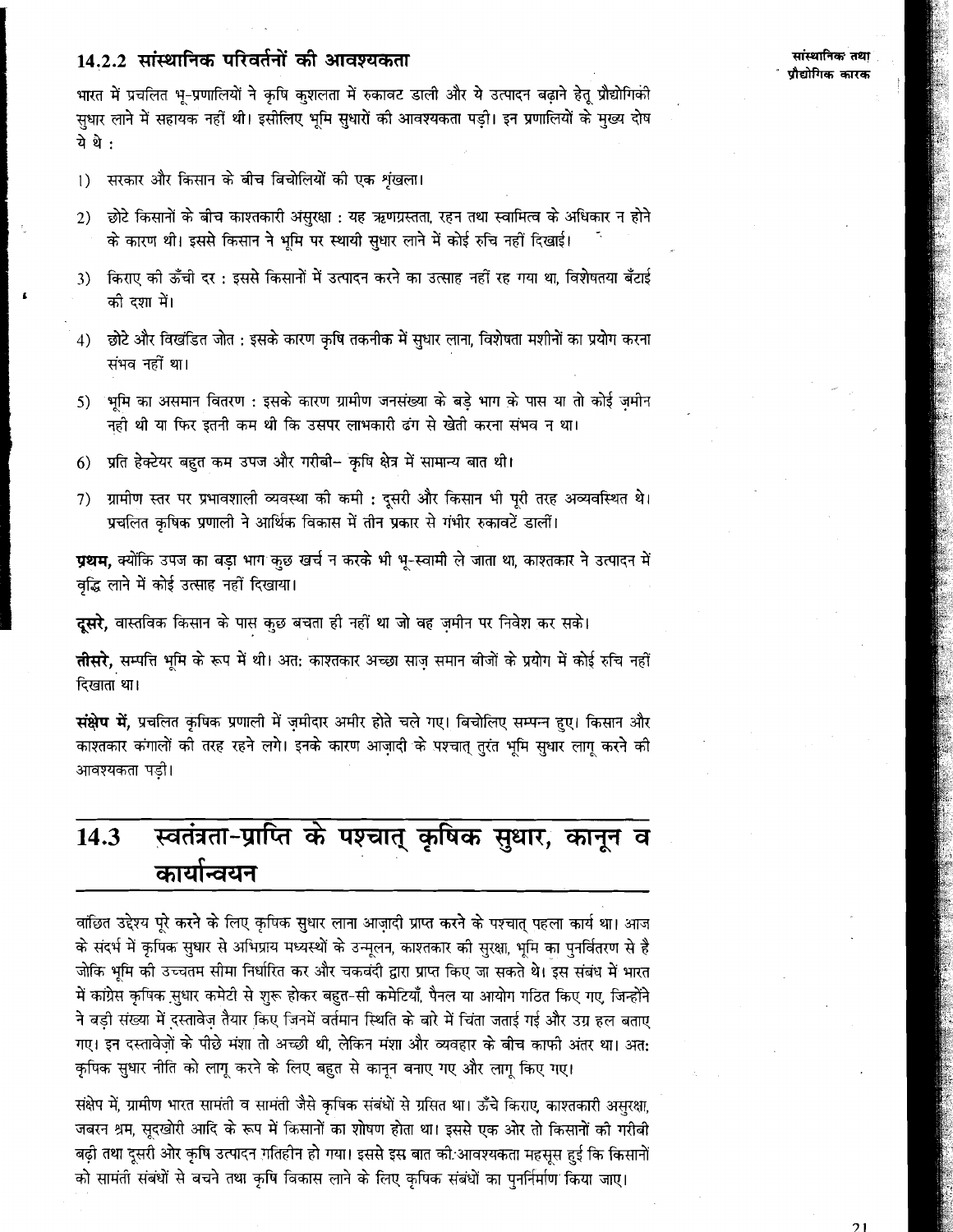### 14.2.2 सांस्थानिक परिवर्तनों की आवश्यकता

भारत में प्रचलित भू-प्रणालियों ने कृषि कुशलता में रुकावट डाली और ये उत्पादन बढ़ाने हेतु प्रौद्योगिकी सुधार लाने में सहायक नहीं थी। इसीलिए भूमि सुधारों की आवश्यकता पड़ी। इन प्रणालियों के मुख्य दोष ये थे :

1) सरकार और किसान के बीच बिचोलियों की एक शृंखला।

2) छोटे किसानों के बीच काश्तकारी असुरक्षा : यह ऋणग्रस्तता, रहन तथा स्वामित्व के अधिकार न होने के कारण थी। इससे किसान ने भूमि पर स्थायी सुधार लाने में कोई रुचि नहीं दिखाई।

3) किराए की ऊँची दर : इससे किसानों में उत्पादन करने का उत्साह नहीं रह गया था, विशेषतया बँटाई की दशा में।

4) छोटे और विखंडित जोत : इसके कारण कृषि तकनीक में सुधार लाना, विशेषता मशीनों का प्रयोग करना संभव नहीं था।

5) भूमि का असमान वितरण : इसके कारण ग्रामीण जनसंख्या के बड़े भाग के पास या तो कोई ज़मीन नही थी या फिर इतनी कम थी कि उसपर लाभकारी ढंग से खेती करना संभव न था।

6) प्रति हेक्टेयर बहुत कम उपज और गरीबी– कृषि क्षेत्र में सामान्य बात थी।

7) ग्रामीण स्तर पर प्रभावशाली व्यवस्था की कमी : दूसरी और किसान भी पूरी तरह अव्यवस्थित थे। प्रचलित कृषिक प्रणाली ने आर्थिक विकास में तीन प्रकार से गंभीर रुकावटें डालीं।

**प्रथम,** क्योंकि उपज का बड़ा भाग कुछ खर्च न करके भी भू-स्वामी ले जाता था, काश्तकार ने उत्पादन में वृद्धि लाने में कोई उत्साह नहीं दिखाया।

**दूसरे,** वास्तविक किसान के पास कुछ बचता ही नहीं था जो वह ज़मीन पर निवेश कर सके।

**तीसरे,** सम्पत्ति भूमि के रूप में थी। अत: काश्तकार अच्छा साज़ समान बीजों के प्रयोग में कोई रुचि नहीं दिखाता था।

**संक्षेप में,** प्रचलित कृषिक प्रणाली में ज़मीदार अमीर होते चले गए। बिचोलिए सम्पन्न हुए। किसान और काश्तकार कंगालों की तरह रहने लगे। इनके कारण आज़ादी के पश्चात् तुरंत भूमि सुधार लागू करने की आवश्यकता पड़ी।

## 14.3 स्वतंत्रता-प्राप्ति के पश्चात् कृषिक सुधार, कानून व कार्यान्वयन

वांछित उद्देश्य पूरे करने के लिए कृषिक सुधार लाना आज़ादी प्राप्त करने के पश्चात् पहला कार्य था। आज के संदर्भ में कृषिक सुधार से अभिप्राय मध्यस्थों के उन्मूलन, काश्तकार की सुरक्षा, भूमि का पुनर्वितरण से है जोकि भूमि की उच्चतम सीमा निर्धारित कर और चकबंदी द्वारा प्राप्त किए जा सकते थे। इस संबंध में भारत में कांग्रेस कृषिक सुधार कमेटी से शुरू होकर बहुत-सी कमेटियाँ, पैनल या आयोग गठित किए गए, जिन्होंने ने बड़ी संख्या में दस्तावेज़ तैयार किए जिनमें वर्तमान स्थिति के बारे में चिंता जताई गई और उग्र हल बताए गए। इन दस्तावेज़ों के पीछे मंशा तो अच्छी थी, लेकिन मंशा और व्यवहार के बीच काफी अंतर था। अत: कृषिक सुधार नीति को लागू करने के लिए बहुत से कानून बनाए गए और लागू किए गए।

संक्षेप में, ग्रामीण भारत सामंती व सामंती जैसे कृषिक संबंधों से ग्रसित था। ऊँचे किराए, काश्तकारी असुरक्षा, जबरन श्रम, सूदखोरी आदि के रूप में किसानों का शोषण होता था। इससे एक ओर तो किसानों की गरीबी बढ़ी तथा दूसरी ओर कृषि उत्पादन गतिहीन हो गया। इससे इस बात की आवश्यकता महसूस हुई कि किसानों को सामंती संबंधों से बचने तथा कृषि विकास लाने के लिए कृषिक संबंधों का पुनर्निर्माण किया जाए।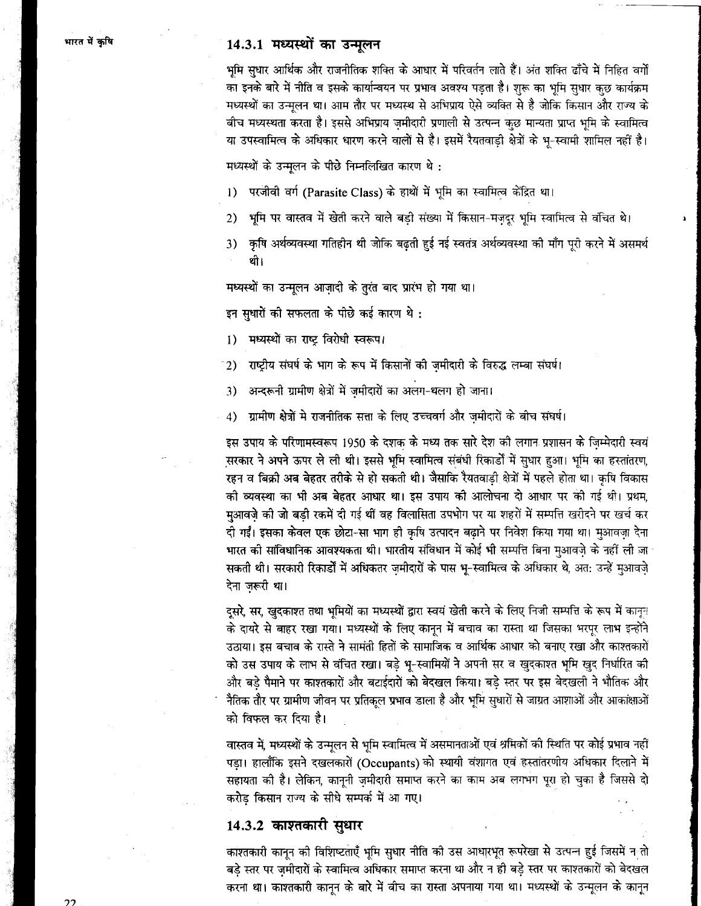### 14.3.1 मध्यस्थों का उन्मूलन

भूमि सुधार आर्थिक और राजनीतिक शक्ति के आधार में परिवर्तन लाते हैं। अंत शक्ति ढाँचे में निहित वर्गों का इनके बारे में नीति व इसके कार्यान्वयन पर प्रभाव अवश्य पड़ता है। शुरू का भूमि सुधार कुछ कार्यक्रम मध्यस्थों का उन्मूलन था। आम तौर पर मध्यस्थ से अभिप्राय ऐसे व्यक्ति से है जोकि किसान और राज्य के बीच मध्यस्थता करता है। इससे अभिप्राय ज़मीदारी प्रणाली से उत्पन्न कुछ मान्यता प्राप्त भूमि के स्वामित्व या उपस्वामित्व के अधिकार धारण करने वालों से है। इसमें रैयतवाड़ी क्षेत्रों के भू-स्वामी शामिल नहीं है।

मध्यस्थों के उन्मूलन के पीछे निम्नलिखित कारण थे :

1) परजीवी वर्ग (Parasite Class) के हाथों में भूमि का स्वामित्व केंद्रित था।
2) भूमि पर वास्तव में खेती करने वाले बड़ी संख्या में किसान-मज़दूर भूमि स्वामित्व से वंचित थे।
3) कृषि अर्थव्यवस्था गतिहीन थी जोकि बढ़ती हुई नई स्वतंत्र अर्थव्यवस्था की माँग पूरी करने में असमर्थ थी।

मध्यस्थों का उन्मूलन आज़ादी के तुरंत बाद प्रारंभ हो गया था।

इन सुधारों की सफलता के पीछे कई कारण थे :

1) मध्यस्थों का राष्ट्र विरोधी स्वरूप।
2) राष्ट्रीय संघर्ष के भाग के रूप में किसानों की ज़मीदारी के विरुद्ध लम्बा संघर्ष।
3) अन्दरूनी ग्रामीण क्षेत्रों में ज़मीदारों का अलग-थलग हो जाना।
4) ग्रामीण क्षेत्रों मे राजनीतिक सत्ता के लिए उच्चवर्ग और ज़मीदारों के बीच संघर्ष।

इस उपाय के परिणामस्वरूप 1950 के दशक के मध्य तक सारे देश की लगान प्रशासन के ज़िम्मेदारी स्वयं सरकार ने अपने ऊपर ले ली थी। इससे भूमि स्वामित्व संबंधी रिकार्डों में सुधार हुआ। भूमि का हस्तांतरण, रहन व बिक्री अब बेहतर तरीके से हो सकती थी। जैसाकि रैयतवाड़ी क्षेत्रों में पहले होता था। कृषि विकास की व्यवस्था का भी अब बेहतर आधार था। इस उपाय की आलोचना दो आधार पर की गई थी। प्रथम, मुआवज़े की जो बड़ी रकमें दी गई थीं वह विलासिता उपभोग पर या शहरों में सम्पत्ति खरीदने पर खर्च कर दी गईं। इसका केवल एक छोटा-सा भाग ही कृषि उत्पादन बढ़ाने पर निवेश किया गया था। मुआवज़ा देना भारत की सांविधानिक आवश्यकता थी। भारतीय संविधान में कोई भी सम्पत्ति बिना मुआवज़े के नहीं ली जा सकती थी। सरकारी रिकार्डों में अधिकतर ज़मीदारों के पास भू-स्वामित्व के अधिकार थे, अत: उन्हें मुआवज़े देना ज़रूरी था।

दूसरे, सर, खुदकाश्त तथा भूमियों का मध्यस्थों द्वारा स्वयं खेती करने के लिए निजी सम्पत्ति के रूप में कानून के दायरे से बाहर रखा गया। मध्यस्थों के लिए कानून में बचाव का रास्ता था जिसका भरपूर लाभ इन्होंने उठाया। इस बचाव के रास्ते ने सामंती हितों के सामाजिक व आर्थिक आधार को बनाए रखा और काश्तकारों को उस उपाय के लाभ से वंचित रखा। बड़े भू-स्वामियों ने अपनी सर व खुदकाश्त भूमि खुद निर्धारित की और बड़े पैमाने पर काश्तकारों और बटाईदारों को बेदखल किया। बड़े स्तर पर इस बेदखली ने भौतिक और नैतिक तौर पर ग्रामीण जीवन पर प्रतिकूल प्रभाव डाला है और भूमि सुधारों से जाग्रत आशाओं और आकांक्षाओं को विफल कर दिया है।

वास्तव में, मध्यस्थों के उन्मूलन से भूमि स्वामित्व में असमानताओं एवं श्रमिकों की स्थिति पर कोई प्रभाव नहीं पड़ा। हालाँकि इसने दखलकारों (Occupants) को स्थायी वंशागत एवं हस्तांतरणीय अधिकार दिलाने में सहायता की है। लेकिन, कानूनी ज़मीदारी समाप्त करने का काम अब लगभग पूरा हो चुका है जिससे दो करोड़ किसान राज्य के सीधे सम्पर्क में आ गए।

### 14.3.2 काश्तकारी सुधार

काश्तकारी कानून की विशिष्टताएँ भूमि सुधार नीति की उस आधारभूत रूपरेखा से उत्पन्न हुई जिसमें न तो बड़े स्तर पर ज़मीदारों के स्वामित्व अधिकार समाप्त करना था और न ही बड़े स्तर पर काश्तकारों को बेदखल करना था। काश्तकारी कानून के बारे में बीच का रास्ता अपनाया गया था। मध्यस्थों के उन्मूलन के कानून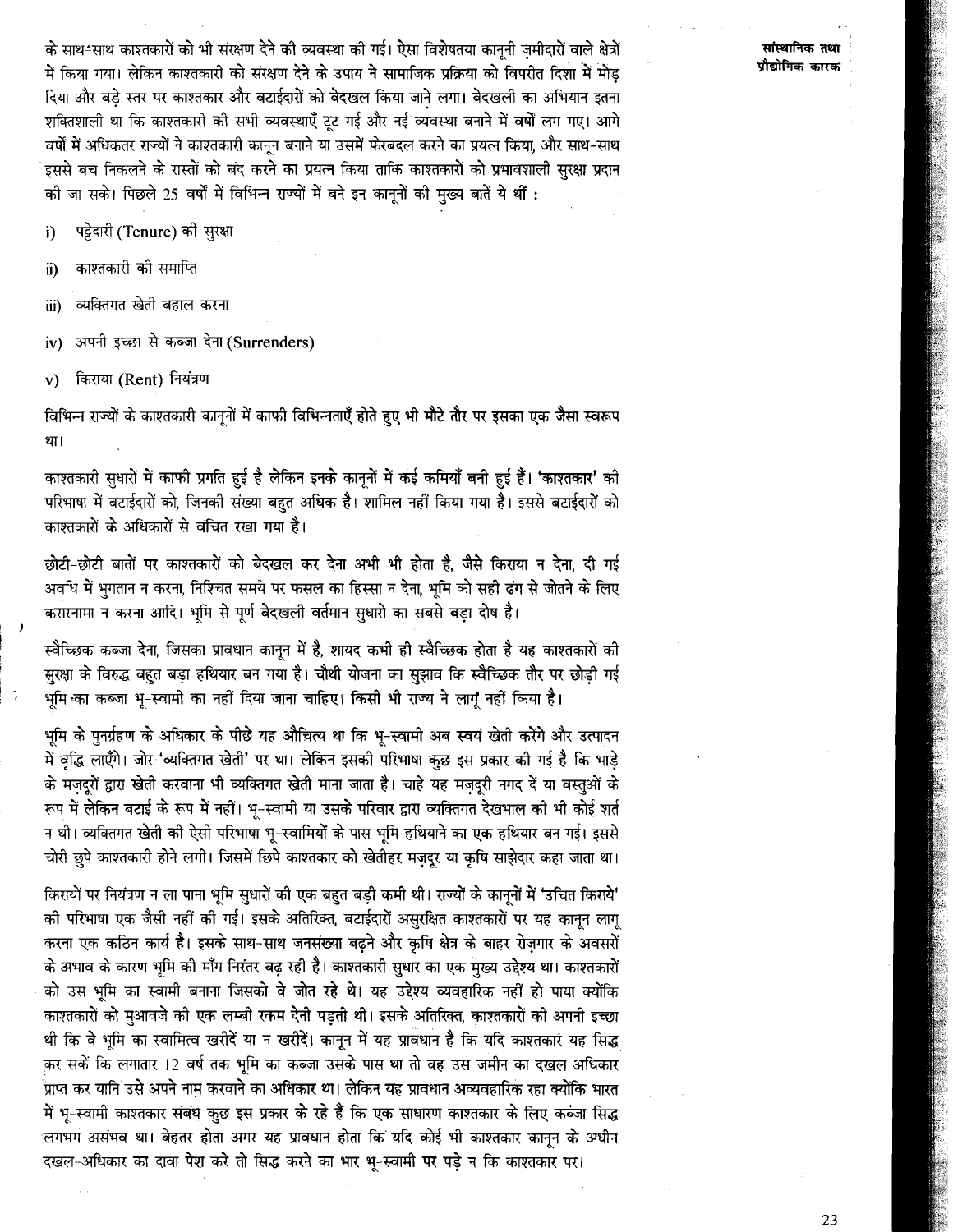के साथ-साथ काश्तकारों को भी संरक्षण देने की व्यवस्था की गई। ऐसा विशेषतया कानूनी ज़मीदारों वाले क्षेत्रों में किया गया। लेकिन काश्तकारी को संरक्षण देने के उपाय ने सामाजिक प्रक्रिया को विपरीत दिशा में मोड़ दिया और बड़े स्तर पर काश्तकार और बटाईदारों को बेदखल किया जाने लगा। बेदखली का अभियान इतना शक्तिशाली था कि काश्तकारी की सभी व्यवस्थाएँ टूट गई और नई व्यवस्था बनाने में वर्षों लग गए। आगे वर्षों में अधिकतर राज्यों ने काश्तकारी कानून बनाने या उसमें फेरबदल करने का प्रयत्न किया, और साथ-साथ इससे बच निकलने के रास्तों को बंद करने का प्रयत्न किया ताकि काश्तकारों को प्रभावशाली सुरक्षा प्रदान की जा सके। पिछले 25 वर्षों में विभिन्न राज्यों में बने इन कानूनों की मुख्य बातें ये थीं :

i) पट्टेदारी (Tenure) की सुरक्षा

ii) काश्तकारी की समाप्ति

iii) व्यक्तिगत खेती बहाल करना

iv) अपनी इच्छा से कब्जा देना (Surrenders)

v) किराया (Rent) नियंत्रण

विभिन्न राज्यों के काश्तकारी कानूनों में काफी विभिन्नताएँ होते हुए भी मोटे तौर पर इसका एक जैसा स्वरूप था।

काश्तकारी सुधारों में काफी प्रगति हुई है लेकिन इनके कानूनों में कई कमियाँ बनी हुई हैं। 'काश्तकार' की परिभाषा में बटाईदारों को, जिनकी संख्या बहुत अधिक है। शामिल नहीं किया गया है। इससे बटाईदारों को काश्तकारों के अधिकारों से वंचित रखा गया है।

छोटी-छोटी बातों पर काश्तकारों को बेदखल कर देना अभी भी होता है, जैसे किराया न देना, दी गई अवधि में भुगतान न करना, निश्चित समये पर फसल का हिस्सा न देना, भूमि को सही ढंग से जोतने के लिए करारनामा न करना आदि। भूमि से पूर्ण बेदखली वर्तमान सुधारो का सबसे बड़ा दोष है।

स्वैच्छिक कब्जा देना, जिसका प्रावधान कानून में है, शायद कभी ही स्वैच्छिक होता है यह काश्तकारों की सुरक्षा के विरुद्ध बहुत बड़ा हथियार बन गया है। चौथी योजना का सुझाव कि स्वैच्छिक तौर पर छोड़ी गई भूमि का कब्जा भू-स्वामी का नहीं दिया जाना चाहिए। किसी भी राज्य ने लागू नहीं किया है।

भूमि के पुनर्ग्रहण के अधिकार के पीछे यह औचित्य था कि भू-स्वामी अब स्वयं खेती करेंगे और उत्पादन में वृद्धि लाएँगे। जोर 'व्यक्तिगत खेती' पर था। लेकिन इसकी परिभाषा कुछ इस प्रकार की गई है कि भाड़े के मज़दूरों द्वारा खेती करवाना भी व्यक्तिगत खेती माना जाता है। चाहे यह मज़दूरी नगद दें या वस्तुओं के रूप में लेकिन बटाई के रूप में नहीं। भू-स्वामी या उसके परिवार द्वारा व्यक्तिगत देखभाल की भी कोई शर्त न थी। व्यक्तिगत खेती की ऐसी परिभाषा भू-स्वामियों के पास भूमि हथियाने का एक हथियार बन गई। इससे चोरी छुपे काश्तकारी होने लगी। जिसमें छिपे काश्तकार को खेतीहर मज़दूर या कृषि साझेदार कहा जाता था।

किरायों पर नियंत्रण न ला पाना भूमि सुधारों की एक बहुत बड़ी कमी थी। राज्यों के कानूनों में 'उचित किराये' की परिभाषा एक जैसी नहीं की गई। इसके अतिरिक्त, बटाईदारों असुरक्षित काश्तकारों पर यह कानून लागू करना एक कठिन कार्य है। इसके साथ-साथ जनसंख्या बढ़ने और कृषि क्षेत्र के बाहर रोज़गार के अवसरों के अभाव के कारण भूमि की माँग निरंतर बढ़ रही है। काश्तकारी सुधार का एक मुख्य उद्देश्य था। काश्तकारों को उस भूमि का स्वामी बनाना जिसको वे जोत रहे थे। यह उद्देश्य व्यवहारिक नहीं हो पाया क्योंकि काश्तकारों को मुआवजे की एक लम्बी रकम देनी पड़ती थी। इसके अतिरिक्त, काश्तकारों की अपनी इच्छा थी कि वे भूमि का स्वामित्व खरीदें या न खरीदें। कानून में यह प्रावधान है कि यदि काश्तकार यह सिद्ध कर सकें कि लगातार 12 वर्ष तक भूमि का कब्जा उसके पास था तो वह उस जमीन का दखल अधिकार प्राप्त कर यानि उसे अपने नाम करवाने का अधिकार था। लेकिन यह प्रावधान अव्यवहारिक रहा क्योंकि भारत में भू-स्वामी काश्तकार संबंध कुछ इस प्रकार के रहे हैं कि एक साधारण काश्तकार के लिए कब्जा सिद्ध लगभग असंभव था। बेहतर होता अगर यह प्रावधान होता कि यदि कोई भी काश्तकार कानून के अधीन दखल-अधिकार का दावा पेश करे तो सिद्ध करने का भार भू-स्वामी पर पड़े न कि काश्तकार पर।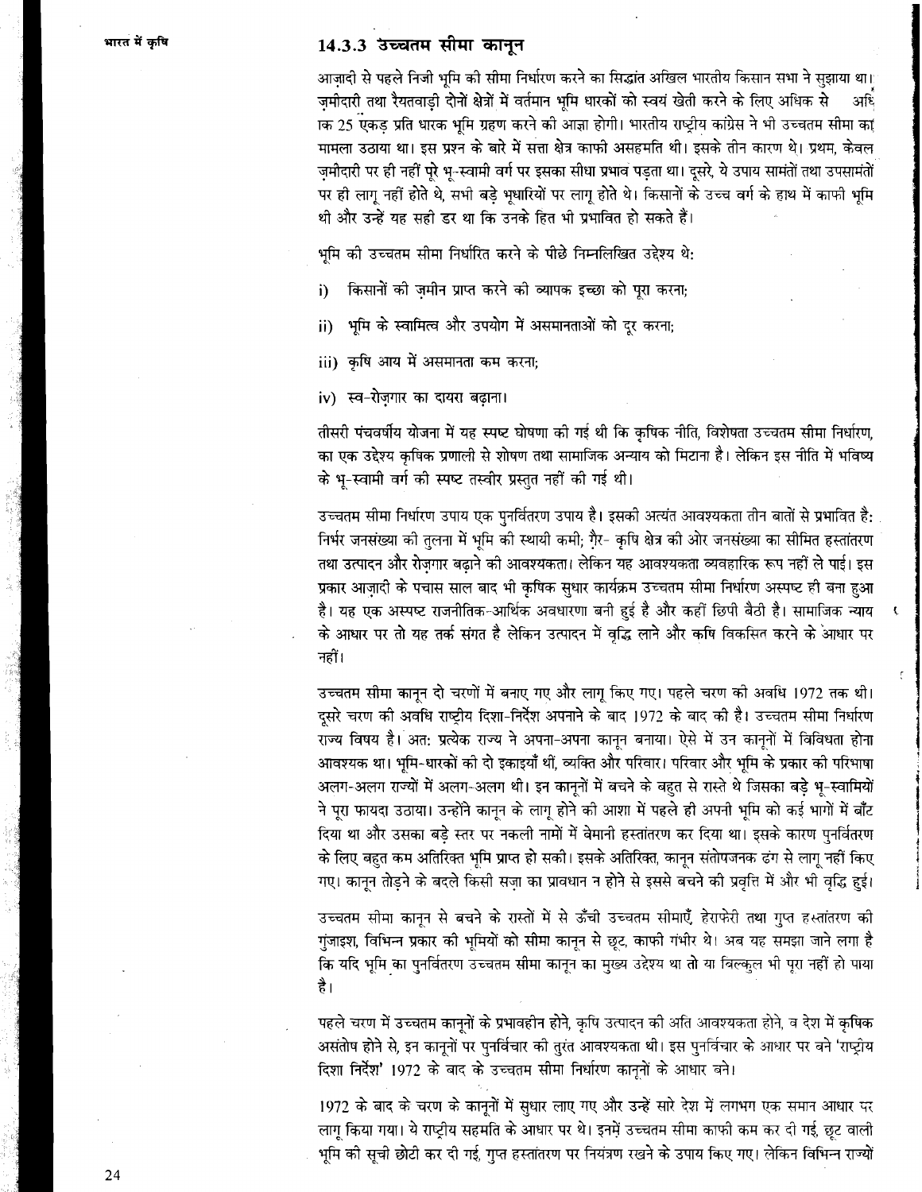### 14.3.3 उच्चतम सीमा कानून

आज़ादी से पहले निजी भूमि की सीमा निर्धारण करने का सिद्धांत अखिल भारतीय किसान सभा ने सुझाया था। ज़मींदारी तथा रैयतवाड़ी दोनों क्षेत्रों में वर्तमान भूमि धारकों को स्वयं खेती करने के लिए अधिक से अधिक 25 एकड़ प्रति धारक भूमि ग्रहण करने की आज्ञा होगी। भारतीय राष्ट्रीय कांग्रेस ने भी उच्चतम सीमा का मामला उठाया था। इस प्रश्न के बारे में सत्ता क्षेत्र काफी असहमति थी। इसके तीन कारण थे। प्रथम, केवल ज़मींदारी पर ही नहीं पूरे भू-स्वामी वर्ग पर इसका सीधा प्रभाव पड़ता था। दूसरे, ये उपाय सामंतों तथा उपसामंतों पर ही लागू नहीं होते थे, सभी बड़े भूधारियों पर लागू होते थे। किसानों के उच्च वर्ग के हाथ में काफी भूमि थी और उन्हें यह सही डर था कि उनके हित भी प्रभावित हो सकते हैं।

भूमि की उच्चतम सीमा निर्धारित करने के पीछे निम्नलिखित उद्देश्य थे:

i) किसानों की ज़मीन प्राप्त करने की व्यापक इच्छा को पूरा करना;

ii) भूमि के स्वामित्व और उपयोग में असमानताओं को दूर करना;

iii) कृषि आय में असमानता कम करना;

iv) स्व-रोज़गार का दायरा बढ़ाना।

तीसरी पंचवर्षीय योजना में यह स्पष्ट घोषणा की गई थी कि कृषिक नीति, विशेषता उच्चतम सीमा निर्धारण, का एक उद्देश्य कृषिक प्रणाली से शोषण तथा सामाजिक अन्याय को मिटाना है। लेकिन इस नीति में भविष्य के भू-स्वामी वर्ग की स्पष्ट तस्वीर प्रस्तुत नहीं की गई थी।

उच्चतम सीमा निर्धारण उपाय एक पुनर्वितरण उपाय है। इसकी अत्यंत आवश्यकता तीन बातों से प्रभावित है: निर्भर जनसंख्या की तुलना में भूमि की स्थायी कमी; ग़ैर- कृषि क्षेत्र की ओर जनसंख्या का सीमित हस्तांतरण तथा उत्पादन और रोज़गार बढ़ाने की आवश्यकता। लेकिन यह आवश्यकता व्यवहारिक रूप नहीं ले पाई। इस प्रकार आज़ादी के पचास साल बाद भी कृषिक सुधार कार्यक्रम उच्चतम सीमा निर्धारण अस्पष्ट ही बना हुआ है। यह एक अस्पष्ट राजनीतिक-आर्थिक अवधारणा बनी हुई है और कहीं छिपी बैठी है। सामाजिक न्याय के आधार पर तो यह तर्क संगत है लेकिन उत्पादन में वृद्धि लाने और कृषि विकसित करने के आधार पर नहीं।

उच्चतम सीमा कानून दो चरणों में बनाए गए और लागू किए गए। पहले चरण की अवधि 1972 तक थी। दूसरे चरण की अवधि राष्ट्रीय दिशा-निर्देश अपनाने के बाद 1972 के बाद की है। उच्चतम सीमा निर्धारण राज्य विषय है। अत: प्रत्येक राज्य ने अपना-अपना कानून बनाया। ऐसे में उन कानूनों में विविधता होना आवश्यक था। भूमि-धारकों की दो इकाइयाँ थीं, व्यक्ति और परिवार। परिवार और भूमि के प्रकार की परिभाषा अलग-अलग राज्यों में अलग-अलग थी। इन कानूनों में बचने के बहुत से रास्ते थे जिसका बड़े भू-स्वामियों ने पूरा फायदा उठाया। उन्होंने कानून के लागू होने की आशा में पहले ही अपनी भूमि को कई भागों में बाँट दिया था और उसका बड़े स्तर पर नकली नामों में बेमानी हस्तांतरण कर दिया था। इसके कारण पुनर्वितरण के लिए बहुत कम अतिरिक्त भूमि प्राप्त हो सकी। इसके अतिरिक्त, कानून संतोषजनक ढंग से लागू नहीं किए गए। कानून तोड़ने के बदले किसी सज़ा का प्रावधान न होने से इससे बचने की प्रवृत्ति में और भी वृद्धि हुई।

उच्चतम सीमा कानून से बचने के रास्तों में से ऊँची उच्चतम सीमाएँ, हेराफेरी तथा गुप्त हस्तांतरण की गुंजाइश, विभिन्न प्रकार की भूमियों को सीमा कानून से छूट, काफी गंभीर थे। अब यह समझा जाने लगा है कि यदि भूमि का पुनर्वितरण उच्चतम सीमा कानून का मुख्य उद्देश्य था तो या बिल्कुल भी पूरा नहीं हो पाया है।

पहले चरण में उच्चतम कानूनों के प्रभावहीन होने, कृषि उत्पादन की अति आवश्यकता होने, व देश में कृषिक असंतोष होने से, इन कानूनों पर पुनर्विचार की तुरंत आवश्यकता थी। इस पुनर्विचार के आधार पर बने 'राष्ट्रीय दिशा निर्देश' 1972 के बाद के उच्चतम सीमा निर्धारण कानूनों के आधार बने।

1972 के बाद के चरण के कानूनों में सुधार लाए गए और उन्हें सारे देश में लगभग एक समान आधार पर लागू किया गया। ये राष्ट्रीय सहमति के आधार पर थे। इनमें उच्चतम सीमा काफी कम कर दी गई, छूट वाली भूमि की सूची छोटी कर दी गई, गुप्त हस्तांतरण पर नियंत्रण रखने के उपाय किए गए। लेकिन विभिन्न राज्यों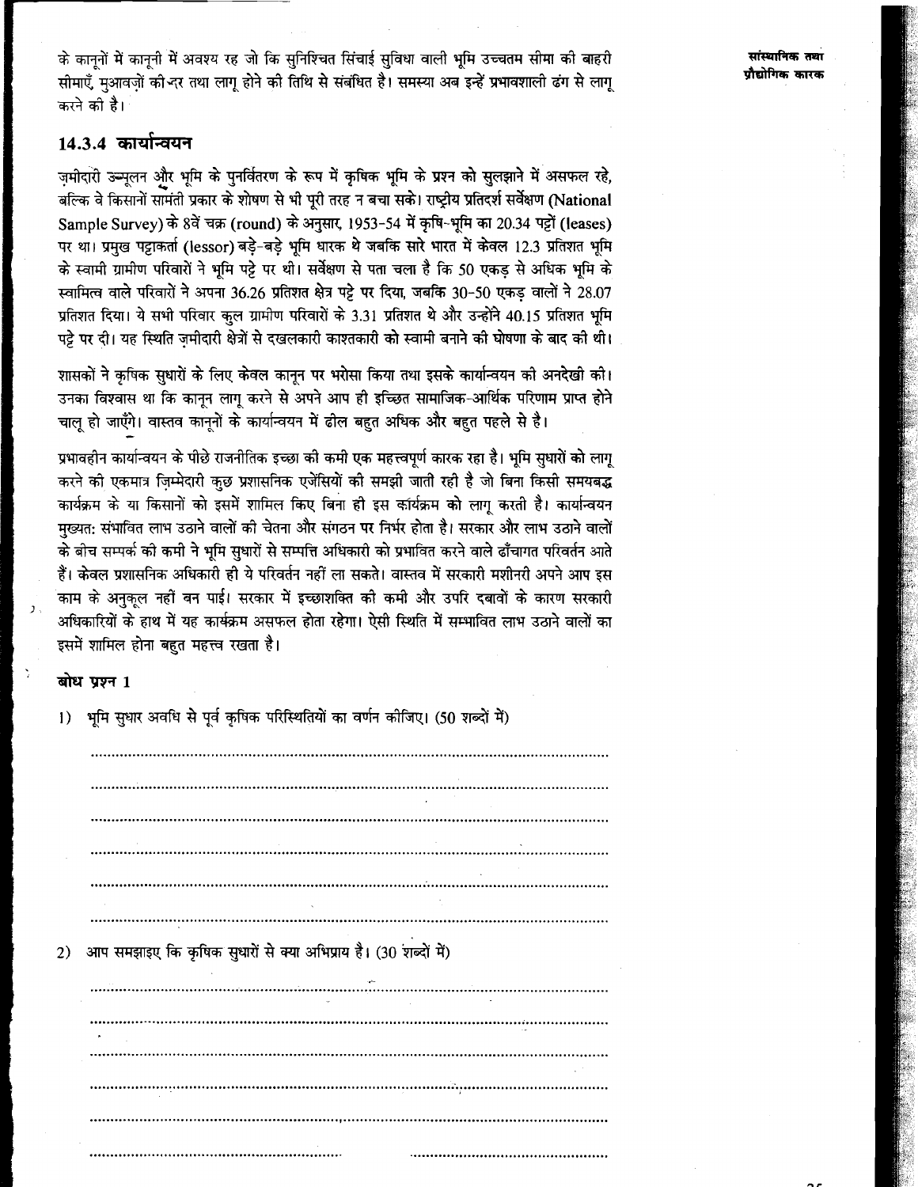के कानूनों में कानूनी में अवश्य रह जो कि सुनिश्चित सिंचाई सुविधा वाली भूमि उच्चतम सीमा की बाहरी सीमाएँ, मुआवज़ों की-दर तथा लागू होने की तिथि से संबंधित है। समस्या अब इन्हें प्रभावशाली ढंग से लागू करने की है।

### 14.3.4 कार्यान्वयन

ज़मींदारी उन्मूलन और भूमि के पुनर्वितरण के रूप में कृषिक भूमि के प्रश्न को सुलझाने में असफल रहे, बल्कि वे किसानों सामंती प्रकार के शोषण से भी पूरी तरह न बचा सके। राष्ट्रीय प्रतिदर्श सर्वेक्षण (National Sample Survey) के 8वें चक्र (round) के अनुसार, 1953-54 में कृषि-भूमि का 20.34 पट्टों (leases) पर था। प्रमुख पट्टाकर्ता (lessor) बड़े-बड़े भूमि धारक थे जबकि सारे भारत में केवल 12.3 प्रतिशत भूमि के स्वामी ग्रामीण परिवारों ने भूमि पट्टे पर थी। सर्वेक्षण से पता चला है कि 50 एकड़ से अधिक भूमि के स्वामित्व वाले परिवारों ने अपना 36.26 प्रतिशत क्षेत्र पट्टे पर दिया, जबकि 30-50 एकड़ वालों ने 28.07 प्रतिशत दिया। ये सभी परिवार कुल ग्रामीण परिवारों के 3.31 प्रतिशत थे और उन्होंने 40.15 प्रतिशत भूमि पट्टे पर दी। यह स्थिति ज़मींदारी क्षेत्रों से दखलकारी काश्तकारी को स्वामी बनाने की घोषणा के बाद की थी।

शासकों ने कृषक सुधारों के लिए केवल कानून पर भरोसा किया तथा इसके कार्यान्वयन की अनदेखी की। उनका विश्वास था कि कानून लागू करने से अपने आप ही इच्छित सामाजिक-आर्थिक परिणाम प्राप्त होने चालू हो जाएँगे। वास्तव कानूनों के कार्यान्वयन में ढील बहुत अधिक और बहुत पहले से है।

प्रभावहीन कार्यान्वयन के पीछे राजनीतिक इच्छा की कमी एक महत्त्वपूर्ण कारक रहा है। भूमि सुधारों को लागू करने की एकमात्र ज़िम्मेदारी कुछ प्रशासनिक एजेंसियों की समझी जाती रही है जो बिना किसी समयबद्ध कार्यक्रम के या किसानों को इसमें शामिल किए बिना ही इस कार्यक्रम को लागू करती है। कार्यान्वयन मुख्यत: संभावित लाभ उठाने वालों की चेतना और संगठन पर निर्भर होता है। सरकार और लाभ उठाने वालों के बीच सम्पर्क की कमी ने भूमि सुधारों से सम्पत्ति अधिकारी को प्रभावित करने वाले ढाँचागत परिवर्तन आते हैं। केवल प्रशासनिक अधिकारी ही ये परिवर्तन नहीं ला सकते। वास्तव में सरकारी मशीनरी अपने आप इस काम के अनुकूल नहीं बन पाई। सरकार में इच्छाशक्ति की कमी और उपरि दबावों के कारण सरकारी अधिकारियों के हाथ में यह कार्यक्रम असफल होता रहेगा। ऐसी स्थिति में सम्भावित लाभ उठाने वालों का इसमें शामिल होना बहुत महत्त्व रखता है।

**बोध प्रश्न 1**

1) भूमि सुधार अवधि से पूर्व कृषिक परिस्थितियों का वर्णन कीजिए। (50 शब्दों में)

..........................................................................................................

..........................................................................................................

..........................................................................................................

..........................................................................................................

..........................................................................................................

..........................................................................................................

2) आप समझाइए कि कृषिक सुधारों से क्या अभिप्राय है। (30 शब्दों में)

..........................................................................................................

..........................................................................................................

..........................................................................................................

..........................................................................................................

..........................................................................................................

..........................................................................................................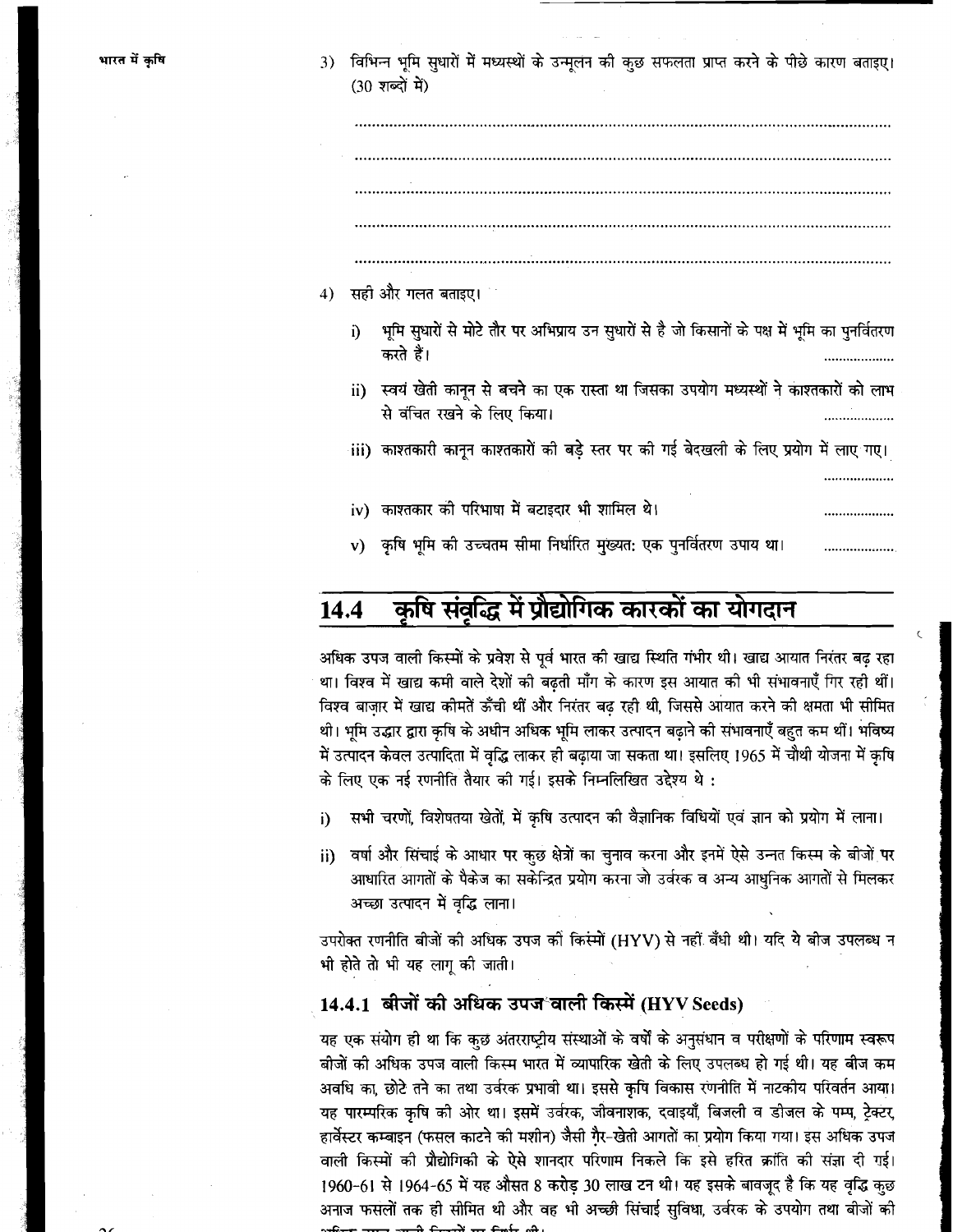3) विभिन्न भूमि सुधारों में मध्यस्थों के उन्मूलन की कुछ सफलता प्राप्त करने के पीछे कारण बताइए। (30 शब्दों में)

..............................................................................................................................

..............................................................................................................................

..............................................................................................................................

..............................................................................................................................

..............................................................................................................................

4) सही और गलत बताइए।

   i) भूमि सुधारों से मोटे तौर पर अभिप्राय उन सुधारों से है जो किसानों के पक्ष में भूमि का पुनर्वितरण करते हैं। ..................

   ii) स्वयं खेती कानून से बचने का एक रास्ता था जिसका उपयोग मध्यस्थों ने काश्तकारों को लाभ से वंचित रखने के लिए किया। ..................

   iii) काश्तकारी कानून काश्तकारों की बड़े स्तर पर की गई बेदखली के लिए प्रयोग में लाए गए। ..................

   iv) काश्तकार की परिभाषा में बटाइदार भी शामिल थे। ..................

   v) कृषि भूमि की उच्चतम सीमा निर्धारित मुख्यत: एक पुनर्वितरण उपाय था। ..................

## 14.4 कृषि संवृद्धि में प्रौद्योगिक कारकों का योगदान

अधिक उपज वाली किस्मों के प्रवेश से पूर्व भारत की खाद्य स्थिति गंभीर थी। खाद्य आयात निरंतर बढ़ रहा था। विश्व में खाद्य कमी वाले देशों की बढ़ती माँग के कारण इस आयात की भी संभावनाएँ गिर रही थीं। विश्व बाज़ार में खाद्य कीमतें ऊँची थीं और निरंतर बढ़ रही थी, जिससे आयात करने की क्षमता भी सीमित थी। भूमि उद्धार द्वारा कृषि के अधीन अधिक भूमि लाकर उत्पादन बढ़ाने की संभावनाएँ बहुत कम थीं। भविष्य में उत्पादन केवल उत्पादिता में वृद्धि लाकर ही बढ़ाया जा सकता था। इसलिए 1965 में चौथी योजना में कृषि के लिए एक नई रणनीति तैयार की गई। इसके निम्नलिखित उद्देश्य थे :

i) सभी चरणों, विशेषतया खेतों, में कृषि उत्पादन की वैज्ञानिक विधियों एवं ज्ञान को प्रयोग में लाना।

ii) वर्षा और सिंचाई के आधार पर कुछ क्षेत्रों का चुनाव करना और इनमें ऐसे उन्नत किस्म के बीजों पर आधारित आगतों के पैकेज का सकेन्द्रित प्रयोग करना जो उर्वरक व अन्य आधुनिक आगतों से मिलकर अच्छा उत्पादन में वृद्धि लाना।

उपरोक्त रणनीति बीजों की अधिक उपज की किस्मों (HYV) से नहीं बँधी थी। यदि ये बीज उपलब्ध न भी होते तो भी यह लागू की जाती।

### 14.4.1 बीजों की अधिक उपज वाली किस्में (HYV Seeds)

यह एक संयोग ही था कि कुछ अंतरराष्ट्रीय संस्थाओं के वर्षों के अनुसंधान व परीक्षणों के परिणाम स्वरूप बीजों की अधिक उपज वाली किस्म भारत में व्यापारिक खेती के लिए उपलब्ध हो गई थी। यह बीज कम अवधि का, छोटे तने का तथा उर्वरक प्रभावी था। इससे कृषि विकास रणनीति में नाटकीय परिवर्तन आया। यह पारम्परिक कृषि की ओर था। इसमें उर्वरक, जीवनाशक, दवाइयाँ, बिजली व डीजल के पम्प, ट्रेक्टर, हार्वेस्टर कम्बाइन (फसल काटने की मशीन) जैसी ग़ैर-खेती आगतों का प्रयोग किया गया। इस अधिक उपज वाली किस्मों की प्रौद्योगिकी के ऐसे शानदार परिणाम निकले कि इसे हरित क्रांति की संज्ञा दी गई। 1960-61 से 1964-65 में यह औसत 8 करोड़ 30 लाख टन थी। यह इसके बावजूद है कि यह वृद्धि कुछ अनाज फसलों तक ही सीमित थी और वह भी अच्छी सिंचाई सुविधा, उर्वरक के उपयोग तथा बीजों की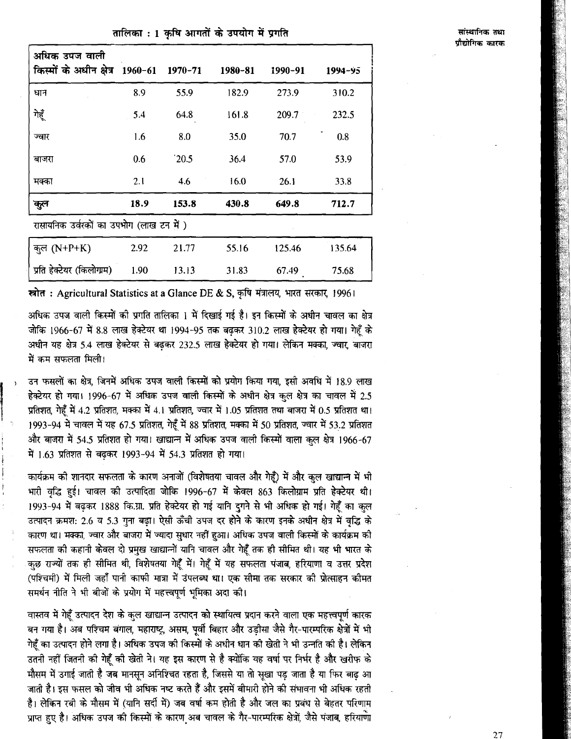तालिका : 1 कृषि आगतों के उपयोग में प्रगति

| अधिक उपज वाली किस्मों के अधीन क्षेत्र | 1960-61 | 1970-71 | 1980-81 | 1990-91 | 1994-95 |
|---|---|---|---|---|---|
| धान | 8.9 | 55.9 | 182.9 | 273.9 | 310.2 |
| गेहूँ | 5.4 | 64.8 | 161.8 | 209.7 | 232.5 |
| ज्वार | 1.6 | 8.0 | 35.0 | 70.7 | 0.8 |
| बाजरा | 0.6 | 20.5 | 36.4 | 57.0 | 53.9 |
| मक्का | 2.1 | 4.6 | 16.0 | 26.1 | 33.8 |
| **कुल** | **18.9** | **153.8** | **430.8** | **649.8** | **712.7** |
| रासायनिक उर्वरकों का उपभोग (लाख टन में ) | | | | | |
| कुल (N+P+K) | 2.92 | 21.77 | 55.16 | 125.46 | 135.64 |
| प्रति हेक्टेयर (किलोग्राम) | 1.90 | 13.13 | 31.83 | 67.49 | 75.68 |

**स्रोत** : Agricultural Statistics at a Glance DE & S, कृषि मंत्रालय, भारत सरकार, 1996।

अधिक उपज वाली किस्मों की प्रगति तालिका 1 में दिखाई गई है। इन किस्मों के अधीन चावल का क्षेत्र जोकि 1966-67 में 8.8 लाख हेक्टेयर था 1994-95 तक बढ़कर 310.2 लाख हेक्टेयर हो गया। गेहूँ के अधीन यह क्षेत्र 5.4 लाख हेक्टेयर से बढ़कर 232.5 लाख हेक्टेयर हो गया। लेकिन मक्का, ज्वार, बाजरा में कम सफलता मिली।

उन फसलों का क्षेत्र, जिनमें अधिक उपज वाली किस्मों को प्रयोग किया गया, इसी अवधि में 18.9 लाख हेक्टेयर हो गया। 1996-67 में अधिक उपज वाली किस्मों के अधीन क्षेत्र कुल क्षेत्र का चावल में 2.5 प्रतिशत, गेहूँ में 4.2 प्रतिशत, मक्का में 4.1 प्रतिशत, ज्वार में 1.05 प्रतिशत तथा बाजरा में 0.5 प्रतिशत था। 1993-94 में चावल में यह 67.5 प्रतिशत, गेहूँ में 88 प्रतिशत, मक्का में 50 प्रतिशत, ज्वार में 53.2 प्रतिशत और बाजरा में 54.5 प्रतिशत हो गया। खाद्यान्न में अधिक उपज वाली किस्मों वाला कुल क्षेत्र 1966-67 में 1.63 प्रतिशत से बढ़कर 1993-94 में 54.3 प्रतिशत हो गया।

कार्यक्रम की शानदार सफलता के कारण अनाजों (विशेषतया चावल और गेहूँ) में और कुल खाद्यान्न में भी भारी वृद्धि हुई। चावल की उत्पादिता जोकि 1996-67 में केवल 863 किलोग्राम प्रति हेक्टेयर थी। 1993-94 में बढ़कर 1888 कि.ग्रा. प्रति हेक्टेयर हो गई यानि दुगने से भी अधिक हो गई। गेहूँ का कुल उत्पादन क्रमश: 2.6 व 5.3 गुना बढ़ा। ऐसी ऊँची उपज दर होने के कारण इनके अधीन क्षेत्र में वृद्धि के कारण था। मक्का, ज्वार और बाजरा में ज्यादा सुधार नहीं हुआ। अधिक उपज वाली किस्मों के कार्यक्रम की सफलता की कहानी केवल दो प्रमुख खाद्यान्नों यानि चावल और गेहूँ तक ही सीमित थी। यह भी भारत के कुछ राज्यों तक ही सीमित थी, विशेषतया गेहूँ में। गेहूँ में यह सफलता पंजाब, हरियाणा व उत्तर प्रदेश (पश्चिमी) में मिली जहाँ पानी काफी मात्रा में उपलब्ध था। एक सीमा तक सरकार की प्रोत्साहन कीमत समर्थन नीति ने भी बीजों के प्रयोग में महत्त्वपूर्ण भूमिका अदा की।

वास्तव में गेहूँ उत्पादन देश के कुल खाद्यान्न उत्पादन को स्थायित्व प्रदान करने वाला एक महत्त्वपूर्ण कारक बन गया है। अब पश्चिम बंगाल, महाराष्ट्र, असम, पूर्वी बिहार और उड़ीसा जैसे गैर-पारम्परिक क्षेत्रों में भी गेहूँ का उत्पादन होने लगा है। अधिक उपज की किस्मों के अधीन धान की खेती ने भी उन्नति की है। लेकिन उतनी नहीं जितनी की गेहूँ की खेती ने। यह इस कारण से है क्योंकि यह वर्षा पर निर्भर है और खरीफ के मौसम में उगाई जाती है जब मानसून अनिश्चित रहता है, जिससे या तो सूखा पड़ जाता है या फिर बाढ़ आ जाती है। इस फसल को जीव भी अधिक नष्ट करते हैं और इसमें बीमारी होने की संभावना भी अधिक रहती है। लेकिन रबी के मौसम में (यानि सर्दी में) जब वर्षा कम होती है और जल का प्रबंध से बेहतर परिणाम प्राप्त हुए है। अधिक उपज की किस्मों के कारण अब चावल के गैर-पारम्परिक क्षेत्रों, जैसे पंजाब, हरियाणा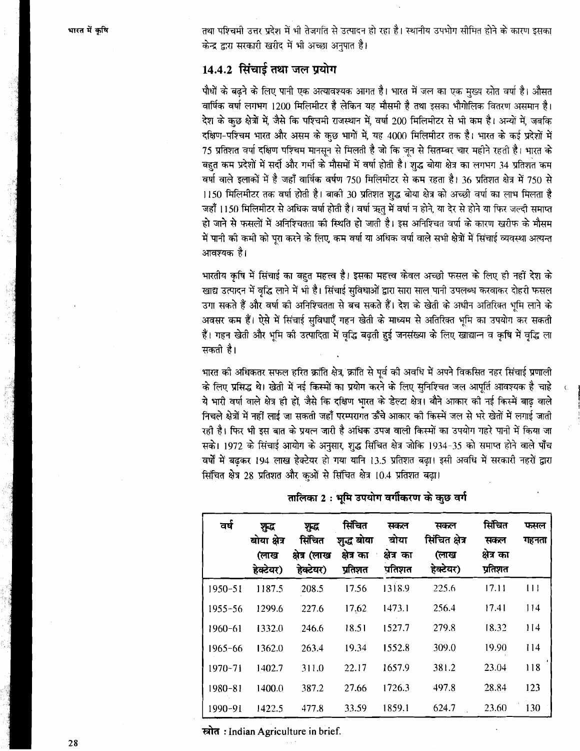तथा पश्चिमी उत्तर प्रदेश में भी तेजगति से उत्पादन हो रहा है। स्थानीय उपभोग सीमित होने के कारण इसका केन्द्र द्वारा सरकारी खरीद में भी अच्छा अनुपात है।

### 14.4.2 सिंचाई तथा जल प्रयोग

पौधों के बढ़ने के लिए पानी एक अत्यावश्यक आगत है। भारत में जल का एक मुख्य स्रोत वर्षा है। औसत वार्षिक वर्षा लगभग 1200 मिलिमीटर है लेकिन यह मौसमी है तथा इसका भौगोलिक वितरण असमान है। देश के कुछ क्षेत्रों में, जैसे कि पश्चिमी राजस्थान में, वर्षा 200 मिलिमीटर से भी कम है। अन्यों में, जबकि दक्षिण-पश्चिम भारत और असम के कुछ भागों में, यह 4000 मिलिमीटर तक है। भारत के कई प्रदेशों में 75 प्रतिशत वर्षा दक्षिण पश्चिम मानसून से मिलती है जो कि जून से सितम्बर चार महीने रहती है। भारत के बहुत कम प्रदेशों में सर्दी और गर्मी के मौसमों में वर्षा होती है। शुद्ध बोया क्षेत्र का लगभग 34 प्रतिशत कम वर्षा वाले इलाकों में है जहाँ वार्षिक वर्षण 750 मिलिमीटर से कम रहता है। 36 प्रतिशत क्षेत्र में 750 से 1150 मिलिमीटर तक वर्षा होती है। बाकी 30 प्रतिशत शुद्ध बोया क्षेत्र को अच्छी वर्षा का लाभ मिलता है जहाँ 1150 मिलिमीटर से अधिक वर्षा होती है। वर्षा ऋतु में वर्षा न होने, या देर से होने या फिर जल्दी समाप्त हो जाने से फसलों में अनिश्चितता की स्थिति हो जाती है। इस अनिश्चित वर्षा के कारण खरीफ के मौसम में पानी की कमी को पूरा करने के लिए, कम वर्षा या अधिक वर्षा वाले सभी क्षेत्रों में सिंचाई व्यवस्था अत्यन्त आवश्यक है।

भारतीय कृषि में सिंचाई का बहुत महत्त्व है। इसका महत्त्व केवल अच्छी फसल के लिए ही नहीं देश के खाद्य उत्पादन में वृद्धि लाने में भी है। सिंचाई सुविधाओं द्वारा सारा साल पानी उपलब्ध करवाकर दोहरी फसल उगा सकते हैं और वर्षा की अनिश्चितता से बच सकते हैं। देश के खेती के अधीन अतिरिक्त भूमि लाने के अवसर कम हैं। ऐसे में सिंचाई सुविधाएँ गहन खेती के माध्यम से अतिरिक्त भूमि का उपयोग कर सकती हैं। गहन खेती और भूमि की उत्पादिता में वृद्धि बढ़ती हुई जनसंख्या के लिए खाद्यान्न व कृषि में वृद्धि ला सकती है।

भारत की अधिकतर सफल हरित क्रांति क्षेत्र, क्रांति से पूर्व की अवधि में अपने विकसित नहर सिंचाई प्रणाली के लिए प्रसिद्ध थे। खेती में नई किस्मों का प्रयोग करने के लिए, सुनिश्चित जल आपूर्ति आवश्यक है चाहे ये भारी वर्षा वाले क्षेत्र ही हों, जैसे कि दक्षिण भारत के डेल्टा क्षेत्र। बौने आकार की नई किस्में बाढ़ वाले निचले क्षेत्रों में नहीं लाई जा सकती जहाँ परम्परागत ऊँचे आकार की किस्में जल से भरे खेतों में लगाई जाती रही है। फिर भी इस बात के प्रयत्न जारी है अधिक उपज वाली किस्मों का उपयोग गहरे पानी में किया जा सके। 1972 के सिंचाई आयोग के अनुसार, शुद्ध सिंचित क्षेत्र जोकि 1934-35 को समाप्त होने वाले पाँच वर्षों में बढ़कर 194 लाख हेक्टेयर हो गया यानि 13.5 प्रतिशत बढ़ा। इसी अवधि में सरकारी नहरों द्वारा सिंचित क्षेत्र 28 प्रतिशत और कुओं से सिंचित क्षेत्र 10.4 प्रतिशत बढ़ा।

**तालिका 2 : भूमि उपयोग वर्गीकरण के कुछ वर्ग**

| वर्ष | शुद्ध बोया क्षेत्र (लाख हेक्टेयर) | शुद्ध सिंचित क्षेत्र (लाख हेक्टेयर) | सिंचित शुद्ध बोया क्षेत्र का प्रतिशत | सकल बोया क्षेत्र का प्रतिशत | सकल सिंचित क्षेत्र (लाख हेक्टेयर) | सिंचित सकल क्षेत्र का प्रतिशत | फसल गहनता |
|---|---|---|---|---|---|---|---|
| 1950-51 | 1187.5 | 208.5 | 17.56 | 1318.9 | 225.6 | 17.11 | 111 |
| 1955-56 | 1299.6 | 227.6 | 17.62 | 1473.1 | 256.4 | 17.41 | 114 |
| 1960-61 | 1332.0 | 246.6 | 18.51 | 1527.7 | 279.8 | 18.32 | 114 |
| 1965-66 | 1362.0 | 263.4 | 19.34 | 1552.8 | 309.0 | 19.90 | 114 |
| 1970-71 | 1402.7 | 311.0 | 22.17 | 1657.9 | 381.2 | 23.04 | 118 |
| 1980-81 | 1400.0 | 387.2 | 27.66 | 1726.3 | 497.8 | 28.84 | 123 |
| 1990-91 | 1422.5 | 477.8 | 33.59 | 1859.1 | 624.7 | 23.60 | 130 |

**स्रोत :** Indian Agriculture in brief.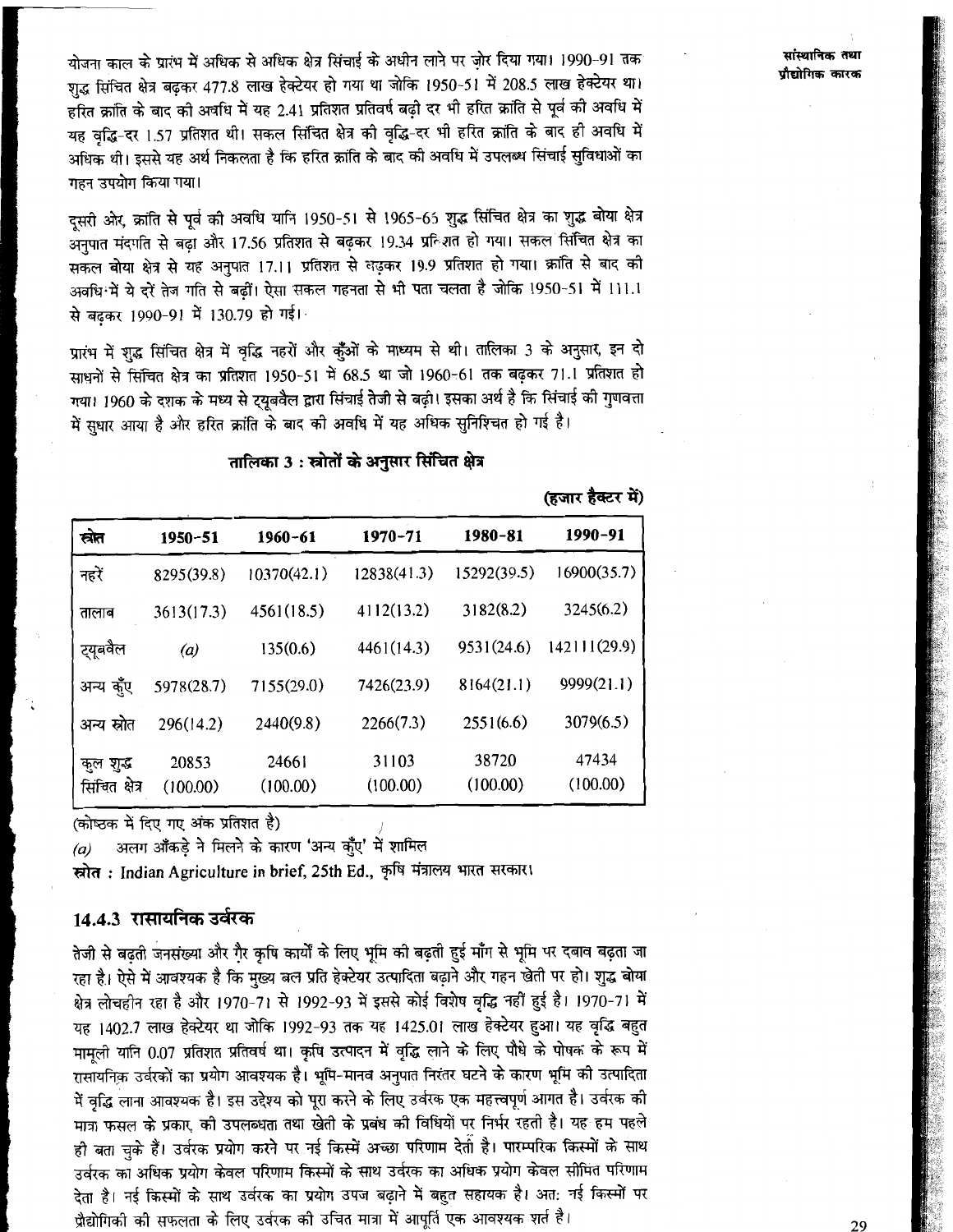योजना काल के प्रारंभ में अधिक से अधिक क्षेत्र सिंचाई के अधीन लाने पर ज़ोर दिया गया। 1990-91 तक शुद्ध सिंचित क्षेत्र बढ़कर 477.8 लाख हेक्टेयर हो गया था जोकि 1950-51 में 208.5 लाख हेक्टेयर था। हरित क्रांति के बाद की अवधि में यह 2.41 प्रतिशत प्रतिवर्ष बढ़ी दर भी हरित क्रांति से पूर्व की अवधि में यह वृद्धि-दर 1.57 प्रतिशत थी। सकल सिंचित क्षेत्र की वृद्धि-दर भी हरित क्रांति के बाद ही अवधि में अधिक थी। इससे यह अर्थ निकलता है कि हरित क्रांति के बाद की अवधि में उपलब्ध सिंचाई सुविधाओं का गहन उपयोग किया गया।

दूसरी ओर, क्रांति से पूर्व की अवधि यानि 1950-51 से 1965-65 शुद्ध सिंचित क्षेत्र का शुद्ध बोया क्षेत्र अनुपात मंदगति से बढ़ा और 17.56 प्रतिशत से बढ़कर 19.34 प्रतिशत हो गया। सकल सिंचित क्षेत्र का सकल बोया क्षेत्र से यह अनुपात 17.11 प्रतिशत से बढ़कर 19.9 प्रतिशत हो गया। क्रांति से बाद की अवधि में ये दरें तेज गति से बढ़ीं। ऐसा सकल गहनता से भी पता चलता है जोकि 1950-51 में 111.1 से बढ़कर 1990-91 में 130.79 हो गई।

प्रारंभ में शुद्ध सिंचित क्षेत्र में वृद्धि नहरों और कुँओं के माध्यम से थी। तालिका 3 के अनुसार, इन दो साधनों से सिंचित क्षेत्र का प्रतिशत 1950-51 में 68.5 था जो 1960-61 तक बढ़कर 71.1 प्रतिशत हो गया। 1960 के दशक के मध्य से ट्यूबवैल द्वारा सिंचाई तेजी से बढ़ी। इसका अर्थ है कि सिंचाई की गुणवत्ता में सुधार आया है और हरित क्रांति के बाद की अवधि में यह अधिक सुनिश्चित हो गई है।

**तालिका 3 : स्रोतों के अनुसार सिंचित क्षेत्र**

**(हजार हैक्टर में)**

| स्रोत | 1950-51 | 1960-61 | 1970-71 | 1980-81 | 1990-91 |
|---|---|---|---|---|---|
| नहरें | 8295(39.8) | 10370(42.1) | 12838(41.3) | 15292(39.5) | 16900(35.7) |
| तालाब | 3613(17.3) | 4561(18.5) | 4112(13.2) | 3182(8.2) | 3245(6.2) |
| ट्यूबवैल | *(a)* | 135(0.6) | 4461(14.3) | 9531(24.6) | 142111(29.9) |
| अन्य कुँए | 5978(28.7) | 7155(29.0) | 7426(23.9) | 8164(21.1) | 9999(21.1) |
| अन्य स्रोत | 296(14.2) | 2440(9.8) | 2266(7.3) | 2551(6.6) | 3079(6.5) |
| कुल शुद्ध सिंचित क्षेत्र | 20853 (100.00) | 24661 (100.00) | 31103 (100.00) | 38720 (100.00) | 47434 (100.00) |

(कोष्ठक में दिए गए अंक प्रतिशत है)

*(a)* अलग आँकड़े ने मिलने के कारण 'अन्य कुँए' में शामिल

**स्रोत :** Indian Agriculture in brief, 25th Ed., कृषि मंत्रालय भारत सरकार।

### 14.4.3 रासायनिक उर्वरक

तेजी से बढ़ती जनसंख्या और ग़ैर कृषि कार्यों के लिए भूमि की बढ़ती हुई माँग से भूमि पर दबाव बढ़ता जा रहा है। ऐसे में आवश्यक है कि मुख्य बल प्रति हेक्टेयर उत्पादिता बढ़ाने और गहन खेती पर हो। शुद्ध बोया क्षेत्र लोचहीन रहा है और 1970-71 से 1992-93 में इसमें कोई विशेष वृद्धि नहीं हुई है। 1970-71 में यह 1402.7 लाख हेक्टेयर था जोकि 1992-93 तक यह 1425.01 लाख हेक्टेयर हुआ। यह वृद्धि बहुत मामूली यानि 0.07 प्रतिशत प्रतिवर्ष था। कृषि उत्पादन में वृद्धि लाने के लिए पौधे के पोषक के रूप में रासायनिक उर्वरकों का प्रयोग आवश्यक है। भूमि-मानव अनुपात निरंतर घटने के कारण भूमि की उत्पादिता में वृद्धि लाना आवश्यक है। इस उद्देश्य को पूरा करने के लिए उर्वरक एक महत्त्वपूर्ण आगत है। उर्वरक की मात्रा फसल के प्रकार, की उपलब्धता तथा खेती के प्रबंध की विधियों पर निर्भर रहती है। यह हम पहले ही बता चुके है। उर्वरक प्रयोग करने पर नई किस्में अच्छा परिणाम देती है। पारम्परिक किस्मों के साथ उर्वरक का अधिक प्रयोग केवल परिणाम किस्मों के साथ उर्वरक का अधिक प्रयोग केवल सीमित परिणाम देता है। नई किस्मों के साथ उर्वरक का प्रयोग उपज बढ़ाने में बहुत सहायक है। अतः नई किस्मों पर प्रौद्योगिकी की सफलता के लिए उर्वरक की उचित मात्रा में आपूर्ति एक आवश्यक शर्त है।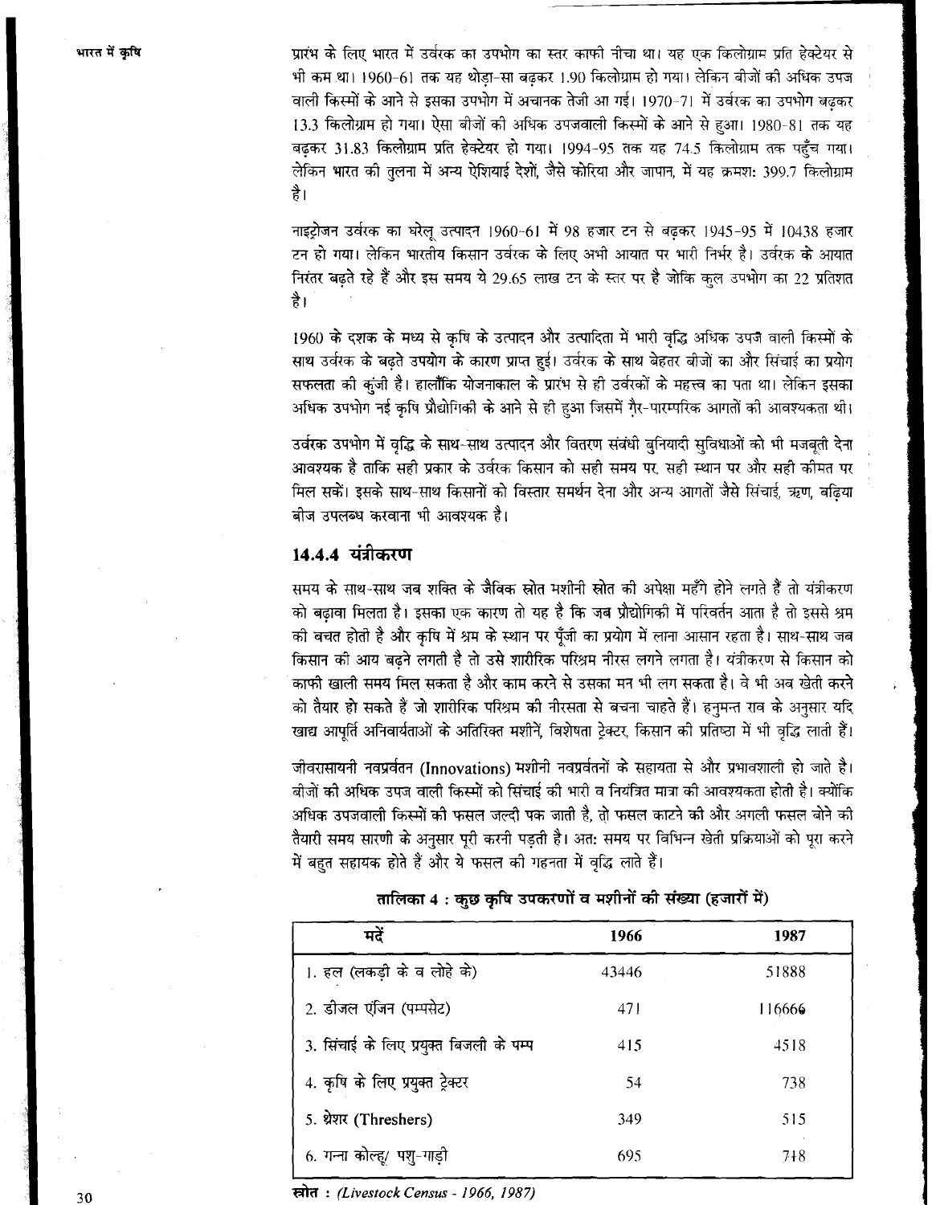प्रारंभ के लिए भारत में उर्वरक का उपभोग का स्तर काफी नीचा था। यह एक किलोग्राम प्रति हेक्टेयर से भी कम था। 1960-61 तक यह थोड़ा-सा बढ़कर 1.90 किलोग्राम हो गया। लेकिन बीजों की अधिक उपज वाली किस्मों के आने से इसका उपभोग में अचानक तेजी आ गई। 1970-71 में उर्वरक का उपभोग बढ़कर 13.3 किलोग्राम हो गया। ऐसा बीजों की अधिक उपजवाली किस्मों के आने से हुआ। 1980-81 तक यह बढ़कर 31.83 किलोग्राम प्रति हेक्टेयर हो गया। 1994-95 तक यह 74.5 किलोग्राम तक पहुँच गया। लेकिन भारत की तुलना में अन्य ऐशियाई देशों, जैसे कोरिया और जापान, में यह क्रमश: 399.7 किलोग्राम है।

नाइट्रोजन उर्वरक का घरेलू उत्पादन 1960-61 में 98 हजार टन से बढ़कर 1945-95 में 10438 हजार टन हो गया। लेकिन भारतीय किसान उर्वरक के लिए अभी आयात पर भारी निर्भर है। उर्वरक के आयात निरंतर बढ़ते रहे हैं और इस समय ये 29.65 लाख टन के स्तर पर है जोकि कुल उपभोग का 22 प्रतिशत है।

1960 के दशक के मध्य से कृषि के उत्पादन और उत्पादिता में भारी वृद्धि अधिक उपज वाली किस्मों के साथ उर्वरक के बढ़ते उपयोग के कारण प्राप्त हुई। उर्वरक के साथ बेहतर बीजों का और सिंचाई का प्रयोग सफलता की कुंजी है। हालाँकि योजनाकाल के प्रारंभ से ही उर्वरकों के महत्त्व का पता था। लेकिन इसका अधिक उपभोग नई कृषि प्रौद्योगिकी के आने से ही हुआ जिसमें ग़ैर-पारम्परिक आगतों की आवश्यकता थी।

उर्वरक उपभोग में वृद्धि के साथ-साथ उत्पादन और वितरण संबंधी बुनियादी सुविधाओं को भी मजबूती देना आवश्यक है ताकि सही प्रकार के उर्वरक किसान को सही समय पर, सही स्थान पर और सही कीमत पर मिल सकें। इसके साथ-साथ किसानों को विस्तार समर्थन देना और अन्य आगतों जैसे सिंचाई, ऋण, बढ़िया बीज उपलब्ध करवाना भी आवश्यक है।

### 14.4.4 यंत्रीकरण

समय के साथ-साथ जब शक्ति के जैविक स्रोत मशीनी स्रोत की अपेक्षा महँगे होने लगते हैं तो यंत्रीकरण को बढ़ावा मिलता है। इसका एक कारण तो यह है कि जब प्रौद्योगिकी में परिवर्तन आता है तो इससे श्रम की बचत होती है और कृषि में श्रम के स्थान पर पूँजी का प्रयोग में लाना आसान रहता है। साथ-साथ जब किसान की आय बढ़ने लगती है तो उसे शारीरिक परिश्रम नीरस लगने लगता है। यंत्रीकरण से किसान को काफी खाली समय मिल सकता है और काम करने से उसका मन भी लग सकता है। वे भी अब खेती करने को तैयार हो सकते हैं जो शारीरिक परिश्रम की नीरसता से बचना चाहते हैं। हनुमन्त राव के अनुसार यदि खाद्य आपूर्ति अनिवार्यताओं के अतिरिक्त मशीनें, विशेषता ट्रेक्टर, किसान की प्रतिष्ठा में भी वृद्धि लाती हैं।

जीवरासायनी नवप्रर्वतन (Innovations) मशीनी नवप्रर्वतनों के सहायता से और प्रभावशाली हो जाते है। बीजों की अधिक उपज वाली किस्मों को सिंचाई की भारी व नियंत्रित मात्रा की आवश्यकता होती है। क्योंकि अधिक उपजवाली किस्मों की फसल जल्दी पक जाती है, तो फसल काटने की और अगली फसल बोने की तैयारी समय सारणी के अनुसार पूरी करनी पड़ती है। अत: समय पर विभिन्न खेती प्रक्रियाओं को पूरा करने में बहुत सहायक होते हैं और ये फसल की गहनता में वृद्धि लाते हैं।

**तालिका 4 : कुछ कृषि उपकरणों व मशीनों की संख्या (हजारों में)**

| मदें | 1966 | 1987 |
|---|---|---|
| 1. हल (लकड़ी के व लोहे के) | 43446 | 51888 |
| 2. डीजल एंजिन (पम्पसेट) | 471 | 116666 |
| 3. सिंचाई के लिए प्रयुक्त बिजली के पम्प | 415 | 4518 |
| 4. कृषि के लिए प्रयुक्त ट्रेक्टर | 54 | 738 |
| 5. थ्रेशर (Threshers) | 349 | 515 |
| 6. गन्ना कोल्हू/ पशु-गाड़ी | 695 | 748 |

स्रोत : *(Livestock Census - 1966, 1987)*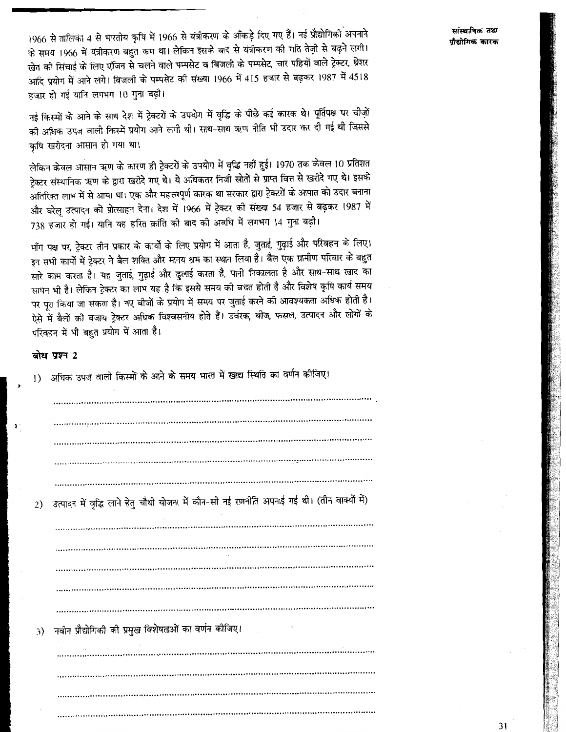1966 से तालिका 4 से भारतीय कृषि में 1966 से यंत्रीकरण के आँकड़े दिए गए हैं। नई प्रौद्योगिकी अपनाने के समय 1966 में यंत्रीकरण बहुत कम था। लेकिन इसके बाद से यंत्रीकरण की गति तेज़ी से बढ़ने लगी। खेत की सिंचाई के लिए एंजिन से चलने वाले पम्पसेट व बिजली के पम्पसेट, चार पहियों वाले ट्रेक्टर, थ्रेशर आदि प्रयोग में आने लगे। बिजली के पम्पसेट की संख्या 1966 में 415 हजार से बढ़कर 1987 में 4518 हजार हो गई यानि लगभग 10 गुना बढ़ी।

नई किस्मों के आने के साथ देश में ट्रेक्टरों के उपयोग में वृद्धि के पीछे कई कारक थे। पूर्तिपक्ष पर चीज़ों की अधिक उपज वाली किस्में प्रयोग आने लगी थी। साथ-साथ ऋण नीति भी उदार कर दी गई थी जिससे कृषि खरीदना आसान हो गया था।

लेकिन केवल आसान ऋण के कारण ही ट्रेक्टरों के उपयोग में वृद्धि नहीं हुई। 1970 तक केवल 10 प्रतिशत ट्रेक्टर संस्थानिक ऋण के द्वारा खरीदे गए थे। ये अधिकतर निजी स्रोतों से प्राप्त वित्त से खरीदे गए थे। इसके अतिरिक्त लाभ में से आया था। एक और महत्त्वपूर्ण कारक था सरकार द्वारा ट्रेक्टरों के आयात को उदार बनाना और घरेलू उत्पादन को प्रोत्साहन देना। देश में 1966 में ट्रेक्टर की संख्या 54 हजार से बढ़कर 1987 में 738 हजार हो गई। यानि यह हरित क्रांति की बाद की अवधि में लगभग 14 गुना बढ़ी।

माँग पक्ष पर, ट्रेक्टर तीन प्रकार के कार्यों के लिए प्रयोग में आता है, जुताई, गुढ़ाई और परिवहन के लिए। इन सभी कार्यों में ट्रेक्टर ने बैल शक्ति और मानव श्रम का स्थान लिया है। बैल एक ग्रामीण परिवार के बहुत सारे काम करता है। यह जुताई, गुढ़ाई और ढुलाई करता है, पानी निकालता है और साथ-साथ खाद का साधन भी है। लेकिन ट्रेक्टर का लाभ यह है कि इससे समय की बचत होती है और विशेष कृषि कार्य समय पर पूरा किया जा सकता है। नए बीजों के प्रयोग में समय पर जुताई करने की आवश्यकता अधिक होती है। ऐसे में बैलों की बजाय ट्रेक्टर अधिक विश्वसनीय होते हैं। उर्वरक, बीज, फसल, उत्पादन और लोगों के परिवहन में भी बहुत प्रयोग में आता है।

### बोध प्रश्न 2

1) अधिक उपज वाली किस्मों के आने के समय भारत में खाद्य स्थिति का वर्णन कीजिए।

..................................................................................................................

..................................................................................................................

..................................................................................................................

..................................................................................................................

..................................................................................................................

2) उत्पादन में वृद्धि लाने हेतु चौथी योजना में कौन-सी नई रणनीति अपनाई गई थी। (तीन वाक्यों में)

..................................................................................................................

..................................................................................................................

..................................................................................................................

..................................................................................................................

..................................................................................................................

3) नवीन प्रौद्योगिकी की प्रमुख विशेषताओं का वर्णन कीजिए।

..................................................................................................................

..................................................................................................................

..................................................................................................................

..................................................................................................................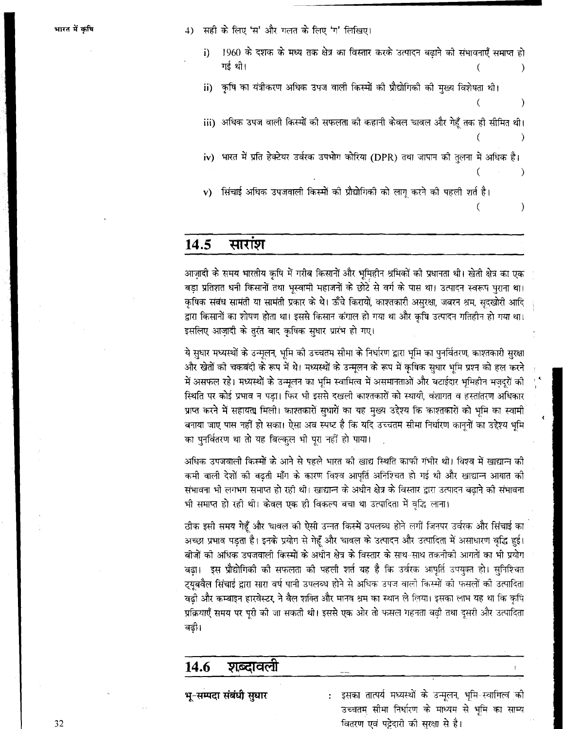4) सही के लिए 'स' और गलत के लिए 'ग' लिखिए।

   i) 1960 के दशक के मध्य तक क्षेत्र का विस्तार करके उत्पादन बढ़ाने की संभावनाएँ समाप्त हो गई थी। (   )

   ii) कृषि का यंत्रीकरण अधिक उपज वाली किस्मों की प्रौद्योगिकी की मुख्य विशेषता थी। (   )

   iii) अधिक उपज वाली किस्मों की सफलता की कहानी केवल चावल और गेहूँ तक ही सीमित थी। (   )

   iv) भारत में प्रति हेक्टेयर उर्वरक उपभोग कोरिया (DPR) तथा जापान की तुलना में अधिक है। (   )

   v) सिंचाई अधिक उपजवाली किस्मों की प्रौद्योगिकी को लागू करने की पहली शर्त है। (   )

## 14.5 सारांश

आज़ादी के समय भारतीय कृषि में गरीब किसानों और भूमिहीन श्रमिकों की प्रधानता थी। खेती क्षेत्र का एक बड़ा प्रतिशत धनी किसानों तथा भूस्वामी महाजनों के छोटे से वर्ग के पास था। उत्पादन स्वरूप पुराना था। कृषिक संबंध सामंती या सामंती प्रकार के थे। ऊँचे किरायों, काश्तकारी असुरक्षा, जबरन श्रम, सूदखोरी आदि द्वारा किसानों का शोषण होता था। इससे किसान कंगाल हो गया था और कृषि उत्पादन गतिहीन हो गया था। इसलिए आज़ादी के तुरंत बाद कृषिक सुधार प्रारंभ हो गए।

ये सुधार मध्यस्थों के उन्मूलन, भूमि की उच्चतम सीमा के निर्धारण द्वारा भूमि का पुनर्वितरण, काश्तकारी सुरक्षा और खेतों की चकबंदी के रूप में थे। मध्यस्थों के उन्मूलन के रूप में कृषिक सुधार भूमि प्रश्न को हल करने में असफल रहे। मध्यस्थों के उन्मूलन का भूमि स्वामित्व में असमानताओं और बटाईदार भूमिहीन मज़दूरों की स्थिति पर कोई प्रभाव न पड़ा। फिर भी इससे दखली काश्तकारों को स्थायी, वंशागत व हस्तांतरण अधिकार प्राप्त करने में सहायता मिली। काश्तकारी सुधारों का यह मुख्य उद्देश्य कि काश्तकारों को भूमि का स्वामी बनाया जाए पास नहीं हो सका। ऐसा अब स्पष्ट है कि यदि उच्चतम सीमा निर्धारण कानूनों का उद्देश्य भूमि का पुनर्वितरण था तो यह बिल्कुल भी पूरा नहीं हो पाया।

अधिक उपजवाली किस्मों के आने से पहले भारत की खाद्य स्थिति काफी गंभीर थी। विश्व में खाद्यान्न की कमी वाली देशों की बढ़ती माँग के कारण विश्व आपूर्ति अनिश्चित हो गई थी और खाद्यान्न आयात की संभावना भी लगभग समाप्त हो रही थी। खाद्यान्न के अधीन क्षेत्र के विस्तार द्वारा उत्पादन बढ़ाने की संभावना भी समाप्त हो रही थी। केवल एक ही विकल्प बचा था उत्पादिता में वृद्धि लाना।

ठीक इसी समय गेहूँ और चावल की ऐसी उन्नत किस्में उपलब्ध होने लगीं जिनपर उर्वरक और सिंचाई का अच्छा प्रभाव पड़ता है। इनके प्रयोग से गेहूँ और चावल के उत्पादन और उत्पादिता में असाधारण वृद्धि हुई। बीजों की अधिक उपजवाली किस्मों के अधीन क्षेत्र के विस्तार के साथ-साथ तकनीकी आगतों का भी प्रयोग बढ़ा। इस प्रौद्योगिकी की सफलता की पहली शर्त यह है कि उर्वरक आपूर्ति उपयुक्त हो। सुनिश्चित ट्यूबवैल सिंचाई द्वारा सारा वर्ष पानी उपलब्ध होने से अधिक उपज वाली किस्मों की फसलों की उत्पादिता बढ़ी और कम्बाइन हारवेस्टर, ने बैल शक्ति और मानव श्रम का स्थान ले लिया। इसका लाभ यह था कि कृषि प्रक्रियाएँ समय पर पूरी की जा सकती थी। इससे एक ओर तो फसल गहनता बढ़ी तथा दूसरी ओर उत्पादिता बढ़ी।

## 14.6 शब्दावली

**भू-सम्पदा संबंधी सुधार** : इसका तात्पर्य मध्यस्थों के उन्मूलन, भूमि-स्वामित्व की उच्चतम सीमा निर्धारण के माध्यम से भूमि का साम्य वितरण एवं पट्टेदारी की सुरक्षा से है।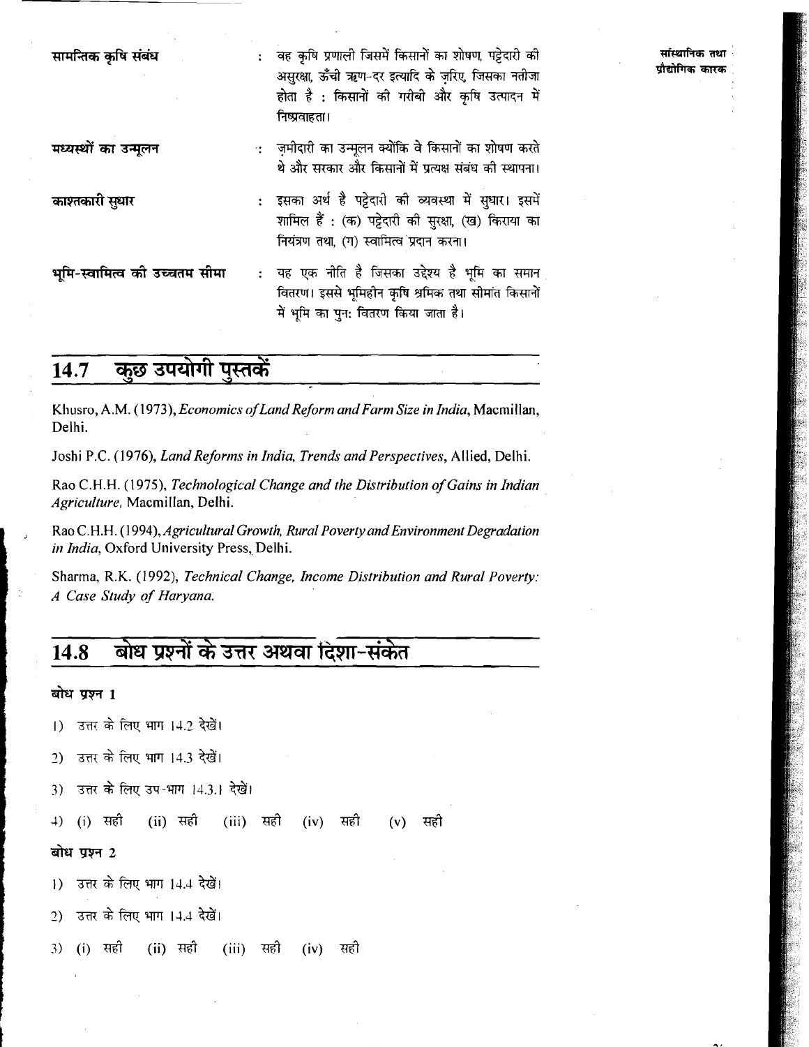सामन्तिक कृषि संबंध : वह कृषि प्रणाली जिसमें किसानों का शोषण, पट्टेदारी की असुरक्षा, ऊँची ऋण-दर इत्यादि के ज़रिए, जिसका नतीजा होता है : किसानों की गरीबी और कृषि उत्पादन में निष्प्रवाहता।

मध्यस्थों का उन्मूलन : ज़मीदारी का उन्मूलन क्योंकि वे किसानों का शोषण करते थे और सरकार और किसानों में प्रत्यक्ष संबंध की स्थापना।

काश्तकारी सुधार : इसका अर्थ है पट्टेदारी की व्यवस्था में सुधार। इसमें शामिल हैं : (क) पट्टेदारी की सुरक्षा, (ख) किराया का नियंत्रण तथा, (ग) स्वामित्व प्रदान करना।

भूमि-स्वामित्व की उच्चतम सीमा : यह एक नीति है जिसका उद्देश्य है भूमि का समान वितरण। इससे भूमिहीन कृषि श्रमिक तथा सीमांत किसानों में भूमि का पुन: वितरण किया जाता है।

## 14.7 कुछ उपयोगी पुस्तकें

Khusro, A.M. (1973), *Economics of Land Reform and Farm Size in India*, Macmillan, Delhi.

Joshi P.C. (1976), *Land Reforms in India, Trends and Perspectives*, Allied, Delhi.

Rao C.H.H. (1975), *Technological Change and the Distribution of Gains in Indian Agriculture*, Macmillan, Delhi.

Rao C.H.H. (1994), *Agricultural Growth, Rural Poverty and Environment Degradation in India*, Oxford University Press, Delhi.

Sharma, R.K. (1992), *Technical Change, Income Distribution and Rural Poverty: A Case Study of Haryana.*

## 14.8 बोध प्रश्नों के उत्तर अथवा दिशा-संकेत

**बोध प्रश्न 1**

1) उत्तर के लिए भाग 14.2 देखें।
2) उत्तर के लिए भाग 14.3 देखें।
3) उत्तर के लिए उप-भाग 14.3.1 देखें।
4) (i) सही (ii) सही (iii) सही (iv) सही (v) सही

**बोध प्रश्न 2**

1) उत्तर के लिए भाग 14.4 देखें।
2) उत्तर के लिए भाग 14.4 देखें।
3) (i) सही (ii) सही (iii) सही (iv) सही